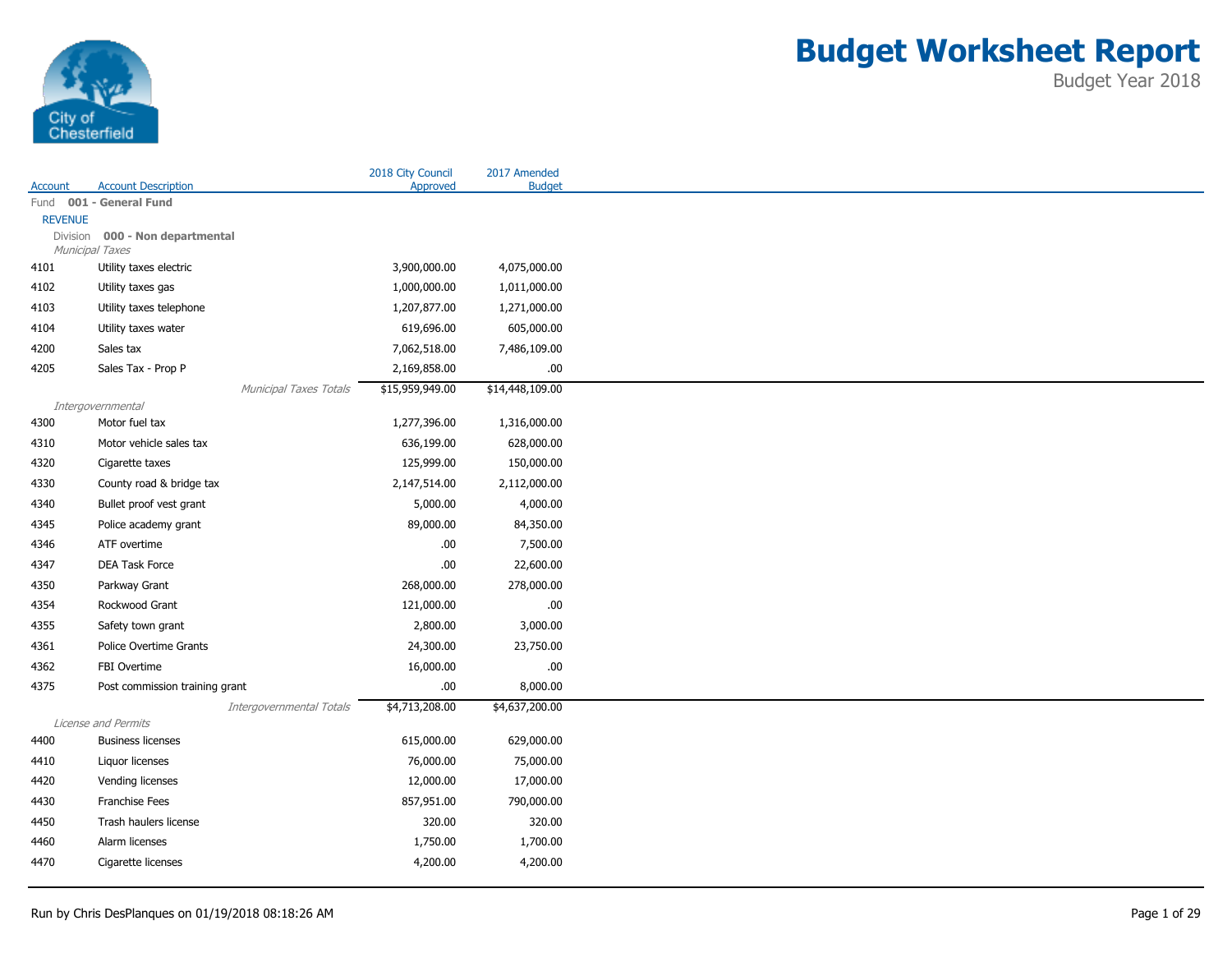# Budget Worksheet Report

Budget Year 2018

City of Chesterfield

| Account | Account Description | 2018 City Council Approved | 2017 Amended Budget |
|---|---|---|---|
| Fund **001 - General Fund** | | | |
| REVENUE | | | |
| Division **000 - Non departmental** | | | |
| *Municipal Taxes* | | | |
| 4101 | Utility taxes electric | 3,900,000.00 | 4,075,000.00 |
| 4102 | Utility taxes gas | 1,000,000.00 | 1,011,000.00 |
| 4103 | Utility taxes telephone | 1,207,877.00 | 1,271,000.00 |
| 4104 | Utility taxes water | 619,696.00 | 605,000.00 |
| 4200 | Sales tax | 7,062,518.00 | 7,486,109.00 |
| 4205 | Sales Tax - Prop P | 2,169,858.00 | .00 |
| | *Municipal Taxes Totals* | $15,959,949.00 | $14,448,109.00 |
| *Intergovernmental* | | | |
| 4300 | Motor fuel tax | 1,277,396.00 | 1,316,000.00 |
| 4310 | Motor vehicle sales tax | 636,199.00 | 628,000.00 |
| 4320 | Cigarette taxes | 125,999.00 | 150,000.00 |
| 4330 | County road & bridge tax | 2,147,514.00 | 2,112,000.00 |
| 4340 | Bullet proof vest grant | 5,000.00 | 4,000.00 |
| 4345 | Police academy grant | 89,000.00 | 84,350.00 |
| 4346 | ATF overtime | .00 | 7,500.00 |
| 4347 | DEA Task Force | .00 | 22,600.00 |
| 4350 | Parkway Grant | 268,000.00 | 278,000.00 |
| 4354 | Rockwood Grant | 121,000.00 | .00 |
| 4355 | Safety town grant | 2,800.00 | 3,000.00 |
| 4361 | Police Overtime Grants | 24,300.00 | 23,750.00 |
| 4362 | FBI Overtime | 16,000.00 | .00 |
| 4375 | Post commission training grant | .00 | 8,000.00 |
| | *Intergovernmental Totals* | $4,713,208.00 | $4,637,200.00 |
| *License and Permits* | | | |
| 4400 | Business licenses | 615,000.00 | 629,000.00 |
| 4410 | Liquor licenses | 76,000.00 | 75,000.00 |
| 4420 | Vending licenses | 12,000.00 | 17,000.00 |
| 4430 | Franchise Fees | 857,951.00 | 790,000.00 |
| 4450 | Trash haulers license | 320.00 | 320.00 |
| 4460 | Alarm licenses | 1,750.00 | 1,700.00 |
| 4470 | Cigarette licenses | 4,200.00 | 4,200.00 |

Run by Chris DesPlanques on 01/19/2018 08:18:26 AM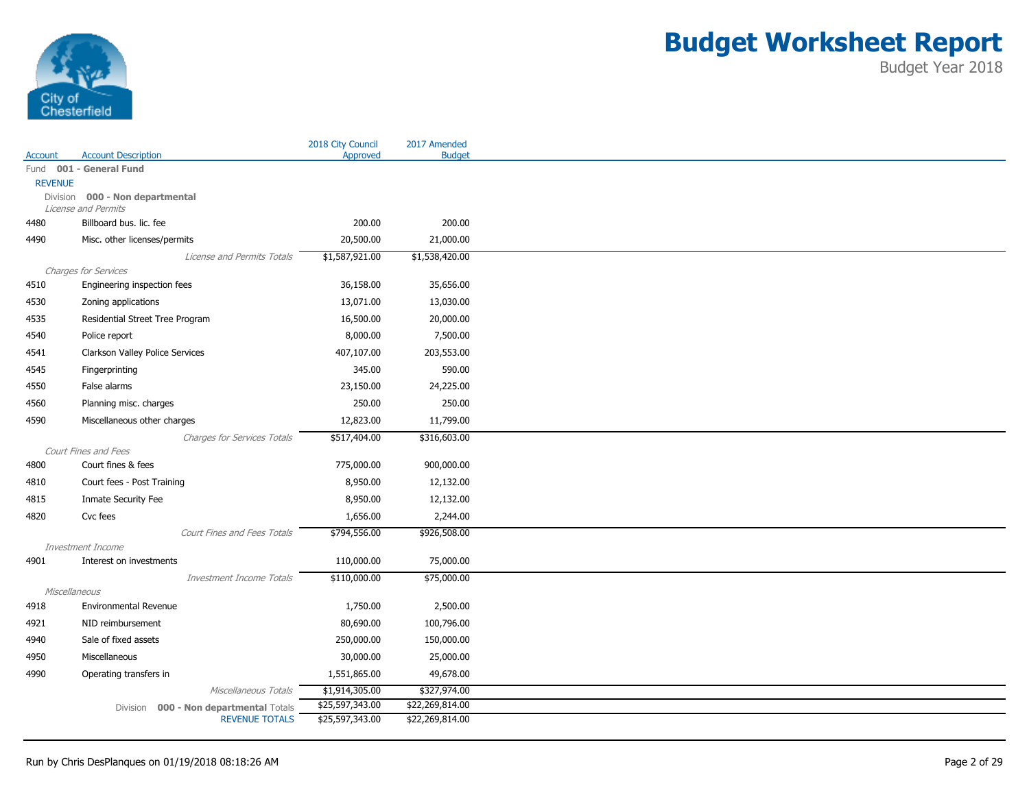# Budget Worksheet Report

Budget Year 2018

| Account | Account Description | 2018 City Council Approved | 2017 Amended Budget |
|---|---|---|---|
| Fund | **001 - General Fund** | | |
| REVENUE | | | |
| Division | **000 - Non departmental** | | |
| *License and Permits* | | | |
| 4480 | Billboard bus. lic. fee | 200.00 | 200.00 |
| 4490 | Misc. other licenses/permits | 20,500.00 | 21,000.00 |
| | *License and Permits Totals* | $1,587,921.00 | $1,538,420.00 |
| *Charges for Services* | | | |
| 4510 | Engineering inspection fees | 36,158.00 | 35,656.00 |
| 4530 | Zoning applications | 13,071.00 | 13,030.00 |
| 4535 | Residential Street Tree Program | 16,500.00 | 20,000.00 |
| 4540 | Police report | 8,000.00 | 7,500.00 |
| 4541 | Clarkson Valley Police Services | 407,107.00 | 203,553.00 |
| 4545 | Fingerprinting | 345.00 | 590.00 |
| 4550 | False alarms | 23,150.00 | 24,225.00 |
| 4560 | Planning misc. charges | 250.00 | 250.00 |
| 4590 | Miscellaneous other charges | 12,823.00 | 11,799.00 |
| | *Charges for Services Totals* | $517,404.00 | $316,603.00 |
| *Court Fines and Fees* | | | |
| 4800 | Court fines & fees | 775,000.00 | 900,000.00 |
| 4810 | Court fees - Post Training | 8,950.00 | 12,132.00 |
| 4815 | Inmate Security Fee | 8,950.00 | 12,132.00 |
| 4820 | Cvc fees | 1,656.00 | 2,244.00 |
| | *Court Fines and Fees Totals* | $794,556.00 | $926,508.00 |
| *Investment Income* | | | |
| 4901 | Interest on investments | 110,000.00 | 75,000.00 |
| | *Investment Income Totals* | $110,000.00 | $75,000.00 |
| *Miscellaneous* | | | |
| 4918 | Environmental Revenue | 1,750.00 | 2,500.00 |
| 4921 | NID reimbursement | 80,690.00 | 100,796.00 |
| 4940 | Sale of fixed assets | 250,000.00 | 150,000.00 |
| 4950 | Miscellaneous | 30,000.00 | 25,000.00 |
| 4990 | Operating transfers in | 1,551,865.00 | 49,678.00 |
| | *Miscellaneous Totals* | $1,914,305.00 | $327,974.00 |
| | Division **000 - Non departmental** Totals | $25,597,343.00 | $22,269,814.00 |
| | REVENUE TOTALS | $25,597,343.00 | $22,269,814.00 |

Run by Chris DesPlanques on 01/19/2018 08:18:26 AM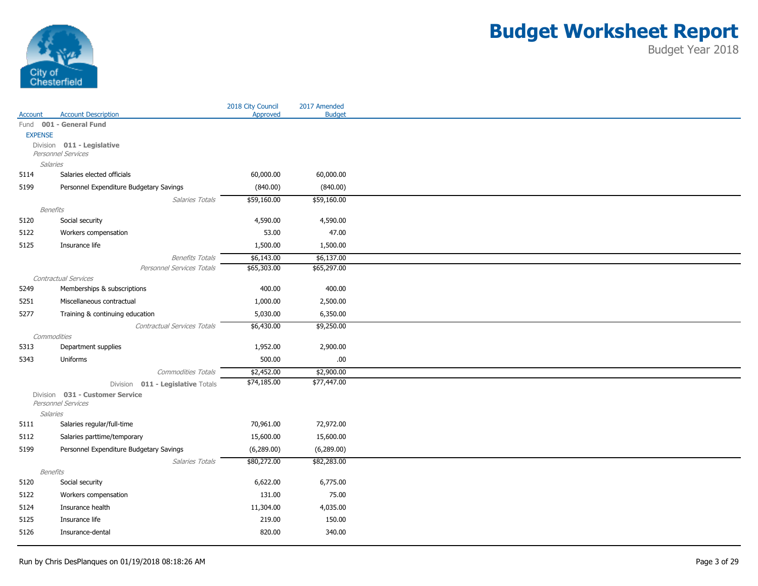# Budget Worksheet Report

Budget Year 2018

City of Chesterfield

| Account | Account Description | 2018 City Council Approved | 2017 Amended Budget |
|---|---|---|---|
| Fund **001 - General Fund** | | | |
| EXPENSE | | | |
| Division **011 - Legislative** | | | |
| *Personnel Services* | | | |
| *Salaries* | | | |
| 5114 | Salaries elected officials | 60,000.00 | 60,000.00 |
| 5199 | Personnel Expenditure Budgetary Savings | (840.00) | (840.00) |
| | *Salaries Totals* | $59,160.00 | $59,160.00 |
| *Benefits* | | | |
| 5120 | Social security | 4,590.00 | 4,590.00 |
| 5122 | Workers compensation | 53.00 | 47.00 |
| 5125 | Insurance life | 1,500.00 | 1,500.00 |
| | *Benefits Totals* | $6,143.00 | $6,137.00 |
| | *Personnel Services Totals* | $65,303.00 | $65,297.00 |
| *Contractual Services* | | | |
| 5249 | Memberships & subscriptions | 400.00 | 400.00 |
| 5251 | Miscellaneous contractual | 1,000.00 | 2,500.00 |
| 5277 | Training & continuing education | 5,030.00 | 6,350.00 |
| | *Contractual Services Totals* | $6,430.00 | $9,250.00 |
| *Commodities* | | | |
| 5313 | Department supplies | 1,952.00 | 2,900.00 |
| 5343 | Uniforms | 500.00 | .00 |
| | *Commodities Totals* | $2,452.00 | $2,900.00 |
| | Division **011 - Legislative** Totals | $74,185.00 | $77,447.00 |
| Division **031 - Customer Service** | | | |
| *Personnel Services* | | | |
| *Salaries* | | | |
| 5111 | Salaries regular/full-time | 70,961.00 | 72,972.00 |
| 5112 | Salaries parttime/temporary | 15,600.00 | 15,600.00 |
| 5199 | Personnel Expenditure Budgetary Savings | (6,289.00) | (6,289.00) |
| | *Salaries Totals* | $80,272.00 | $82,283.00 |
| *Benefits* | | | |
| 5120 | Social security | 6,622.00 | 6,775.00 |
| 5122 | Workers compensation | 131.00 | 75.00 |
| 5124 | Insurance health | 11,304.00 | 4,035.00 |
| 5125 | Insurance life | 219.00 | 150.00 |
| 5126 | Insurance-dental | 820.00 | 340.00 |

Run by Chris DesPlanques on 01/19/2018 08:18:26 AM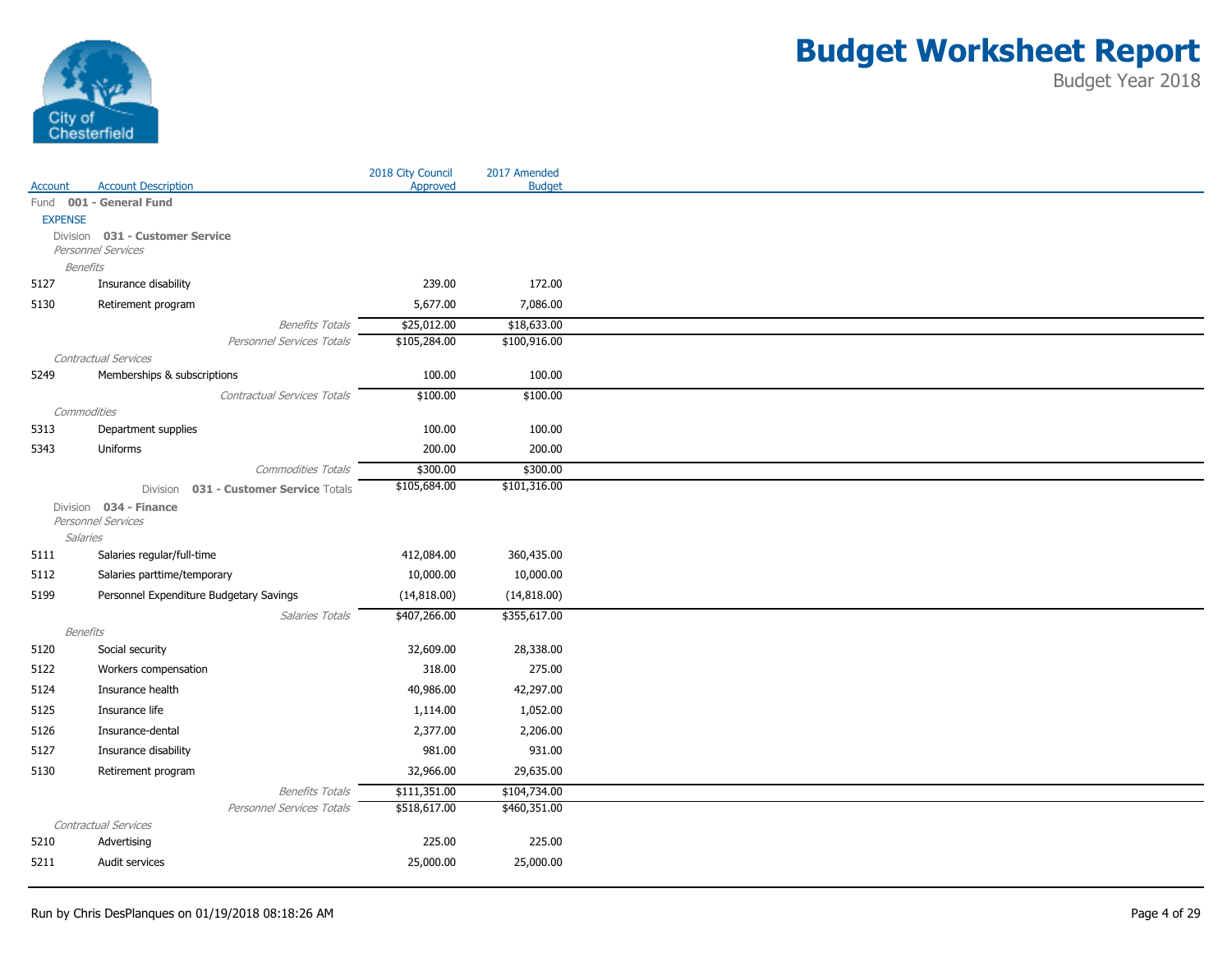# Budget Worksheet Report

Budget Year 2018

City of Chesterfield

| Account | Account Description | 2018 City Council Approved | 2017 Amended Budget |
|---|---|---|---|
| Fund | **001 - General Fund** | | |
| EXPENSE | | | |
| Division | **031 - Customer Service** | | |
| *Personnel Services* | | | |
| *Benefits* | | | |
| 5127 | Insurance disability | 239.00 | 172.00 |
| 5130 | Retirement program | 5,677.00 | 7,086.00 |
| | *Benefits Totals* | $25,012.00 | $18,633.00 |
| | *Personnel Services Totals* | $105,284.00 | $100,916.00 |
| *Contractual Services* | | | |
| 5249 | Memberships & subscriptions | 100.00 | 100.00 |
| | *Contractual Services Totals* | $100.00 | $100.00 |
| *Commodities* | | | |
| 5313 | Department supplies | 100.00 | 100.00 |
| 5343 | Uniforms | 200.00 | 200.00 |
| | *Commodities Totals* | $300.00 | $300.00 |
| | Division **031 - Customer Service** Totals | $105,684.00 | $101,316.00 |
| Division | **034 - Finance** | | |
| *Personnel Services* | | | |
| *Salaries* | | | |
| 5111 | Salaries regular/full-time | 412,084.00 | 360,435.00 |
| 5112 | Salaries parttime/temporary | 10,000.00 | 10,000.00 |
| 5199 | Personnel Expenditure Budgetary Savings | (14,818.00) | (14,818.00) |
| | *Salaries Totals* | $407,266.00 | $355,617.00 |
| *Benefits* | | | |
| 5120 | Social security | 32,609.00 | 28,338.00 |
| 5122 | Workers compensation | 318.00 | 275.00 |
| 5124 | Insurance health | 40,986.00 | 42,297.00 |
| 5125 | Insurance life | 1,114.00 | 1,052.00 |
| 5126 | Insurance-dental | 2,377.00 | 2,206.00 |
| 5127 | Insurance disability | 981.00 | 931.00 |
| 5130 | Retirement program | 32,966.00 | 29,635.00 |
| | *Benefits Totals* | $111,351.00 | $104,734.00 |
| | *Personnel Services Totals* | $518,617.00 | $460,351.00 |
| *Contractual Services* | | | |
| 5210 | Advertising | 225.00 | 225.00 |
| 5211 | Audit services | 25,000.00 | 25,000.00 |

Run by Chris DesPlanques on 01/19/2018 08:18:26 AM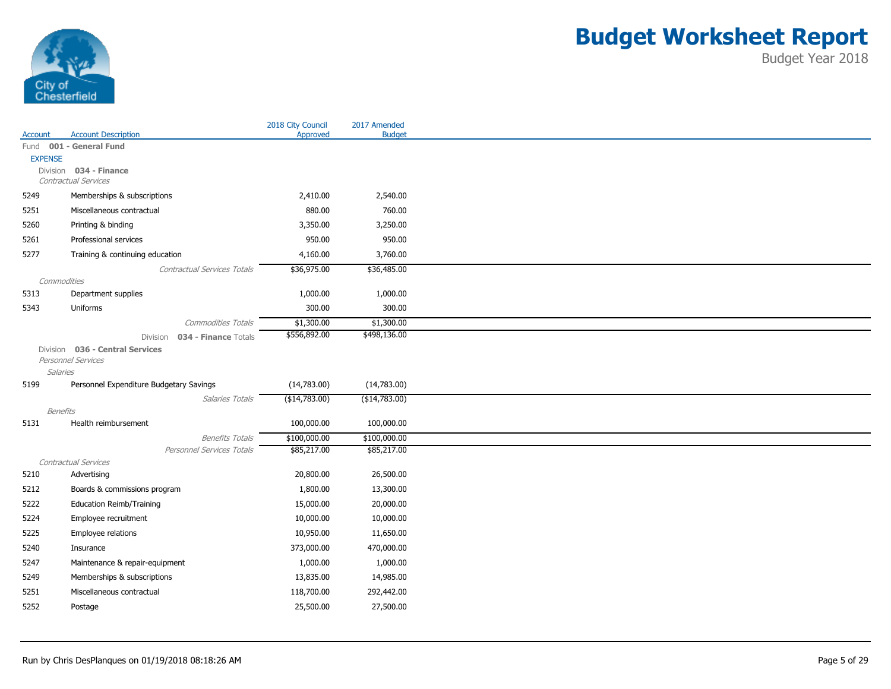# Budget Worksheet Report

Budget Year 2018

City of Chesterfield

| Account | Account Description | 2018 City Council Approved | 2017 Amended Budget |
|---|---|---|---|
| Fund **001 - General Fund** | | | |
| EXPENSE | | | |
| Division **034 - Finance** | | | |
| *Contractual Services* | | | |
| 5249 | Memberships & subscriptions | 2,410.00 | 2,540.00 |
| 5251 | Miscellaneous contractual | 880.00 | 760.00 |
| 5260 | Printing & binding | 3,350.00 | 3,250.00 |
| 5261 | Professional services | 950.00 | 950.00 |
| 5277 | Training & continuing education | 4,160.00 | 3,760.00 |
| | *Contractual Services Totals* | $36,975.00 | $36,485.00 |
| *Commodities* | | | |
| 5313 | Department supplies | 1,000.00 | 1,000.00 |
| 5343 | Uniforms | 300.00 | 300.00 |
| | *Commodities Totals* | $1,300.00 | $1,300.00 |
| | Division **034 - Finance** Totals | $556,892.00 | $498,136.00 |
| Division **036 - Central Services** | | | |
| *Personnel Services* | | | |
| *Salaries* | | | |
| 5199 | Personnel Expenditure Budgetary Savings | (14,783.00) | (14,783.00) |
| | *Salaries Totals* | ($14,783.00) | ($14,783.00) |
| *Benefits* | | | |
| 5131 | Health reimbursement | 100,000.00 | 100,000.00 |
| | *Benefits Totals* | $100,000.00 | $100,000.00 |
| | *Personnel Services Totals* | $85,217.00 | $85,217.00 |
| *Contractual Services* | | | |
| 5210 | Advertising | 20,800.00 | 26,500.00 |
| 5212 | Boards & commissions program | 1,800.00 | 13,300.00 |
| 5222 | Education Reimb/Training | 15,000.00 | 20,000.00 |
| 5224 | Employee recruitment | 10,000.00 | 10,000.00 |
| 5225 | Employee relations | 10,950.00 | 11,650.00 |
| 5240 | Insurance | 373,000.00 | 470,000.00 |
| 5247 | Maintenance & repair-equipment | 1,000.00 | 1,000.00 |
| 5249 | Memberships & subscriptions | 13,835.00 | 14,985.00 |
| 5251 | Miscellaneous contractual | 118,700.00 | 292,442.00 |
| 5252 | Postage | 25,500.00 | 27,500.00 |

Run by Chris DesPlanques on 01/19/2018 08:18:26 AM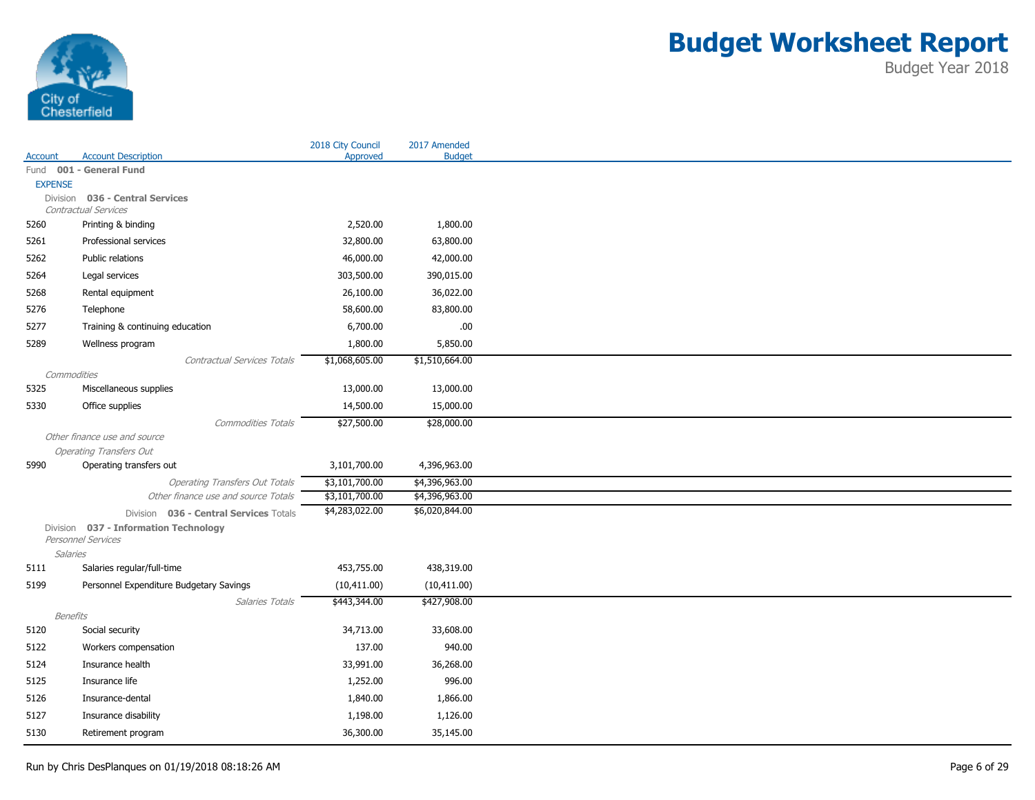# Budget Worksheet Report

Budget Year 2018

| Account | Account Description | 2018 City Council Approved | 2017 Amended Budget |
|---|---|---|---|
| Fund **001 - General Fund** | | | |
| EXPENSE | | | |
| Division **036 - Central Services** | | | |
| *Contractual Services* | | | |
| 5260 | Printing & binding | 2,520.00 | 1,800.00 |
| 5261 | Professional services | 32,800.00 | 63,800.00 |
| 5262 | Public relations | 46,000.00 | 42,000.00 |
| 5264 | Legal services | 303,500.00 | 390,015.00 |
| 5268 | Rental equipment | 26,100.00 | 36,022.00 |
| 5276 | Telephone | 58,600.00 | 83,800.00 |
| 5277 | Training & continuing education | 6,700.00 | .00 |
| 5289 | Wellness program | 1,800.00 | 5,850.00 |
| | *Contractual Services Totals* | $1,068,605.00 | $1,510,664.00 |
| *Commodities* | | | |
| 5325 | Miscellaneous supplies | 13,000.00 | 13,000.00 |
| 5330 | Office supplies | 14,500.00 | 15,000.00 |
| | *Commodities Totals* | $27,500.00 | $28,000.00 |
| *Other finance use and source* | | | |
| *Operating Transfers Out* | | | |
| 5990 | Operating transfers out | 3,101,700.00 | 4,396,963.00 |
| | *Operating Transfers Out Totals* | $3,101,700.00 | $4,396,963.00 |
| | *Other finance use and source Totals* | $3,101,700.00 | $4,396,963.00 |
| | Division **036 - Central Services** Totals | $4,283,022.00 | $6,020,844.00 |
| Division **037 - Information Technology** | | | |
| *Personnel Services* | | | |
| *Salaries* | | | |
| 5111 | Salaries regular/full-time | 453,755.00 | 438,319.00 |
| 5199 | Personnel Expenditure Budgetary Savings | (10,411.00) | (10,411.00) |
| | *Salaries Totals* | $443,344.00 | $427,908.00 |
| *Benefits* | | | |
| 5120 | Social security | 34,713.00 | 33,608.00 |
| 5122 | Workers compensation | 137.00 | 940.00 |
| 5124 | Insurance health | 33,991.00 | 36,268.00 |
| 5125 | Insurance life | 1,252.00 | 996.00 |
| 5126 | Insurance-dental | 1,840.00 | 1,866.00 |
| 5127 | Insurance disability | 1,198.00 | 1,126.00 |
| 5130 | Retirement program | 36,300.00 | 35,145.00 |

Run by Chris DesPlanques on 01/19/2018 08:18:26 AM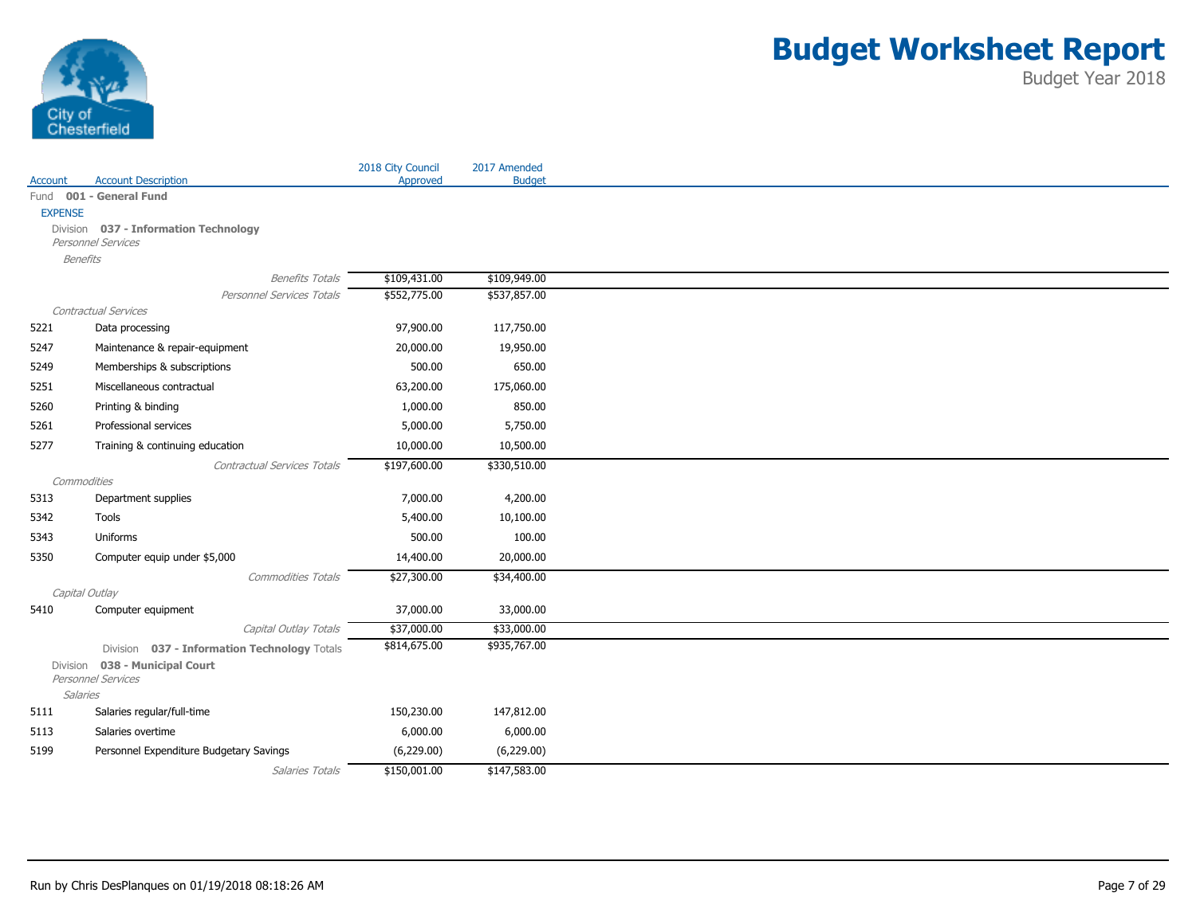# Budget Worksheet Report

Budget Year 2018

City of Chesterfield

| Account | Account Description | 2018 City Council Approved | 2017 Amended Budget |
|---|---|---|---|
| Fund **001 - General Fund** | | | |
| EXPENSE | | | |
| Division **037 - Information Technology** | | | |
| *Personnel Services* | | | |
| *Benefits* | | | |
| | *Benefits Totals* | $109,431.00 | $109,949.00 |
| | *Personnel Services Totals* | $552,775.00 | $537,857.00 |
| *Contractual Services* | | | |
| 5221 | Data processing | 97,900.00 | 117,750.00 |
| 5247 | Maintenance & repair-equipment | 20,000.00 | 19,950.00 |
| 5249 | Memberships & subscriptions | 500.00 | 650.00 |
| 5251 | Miscellaneous contractual | 63,200.00 | 175,060.00 |
| 5260 | Printing & binding | 1,000.00 | 850.00 |
| 5261 | Professional services | 5,000.00 | 5,750.00 |
| 5277 | Training & continuing education | 10,000.00 | 10,500.00 |
| | *Contractual Services Totals* | $197,600.00 | $330,510.00 |
| *Commodities* | | | |
| 5313 | Department supplies | 7,000.00 | 4,200.00 |
| 5342 | Tools | 5,400.00 | 10,100.00 |
| 5343 | Uniforms | 500.00 | 100.00 |
| 5350 | Computer equip under $5,000 | 14,400.00 | 20,000.00 |
| | *Commodities Totals* | $27,300.00 | $34,400.00 |
| *Capital Outlay* | | | |
| 5410 | Computer equipment | 37,000.00 | 33,000.00 |
| | *Capital Outlay Totals* | $37,000.00 | $33,000.00 |
| | Division **037 - Information Technology** Totals | $814,675.00 | $935,767.00 |
| Division **038 - Municipal Court** | | | |
| *Personnel Services* | | | |
| *Salaries* | | | |
| 5111 | Salaries regular/full-time | 150,230.00 | 147,812.00 |
| 5113 | Salaries overtime | 6,000.00 | 6,000.00 |
| 5199 | Personnel Expenditure Budgetary Savings | (6,229.00) | (6,229.00) |
| | *Salaries Totals* | $150,001.00 | $147,583.00 |

Run by Chris DesPlanques on 01/19/2018 08:18:26 AM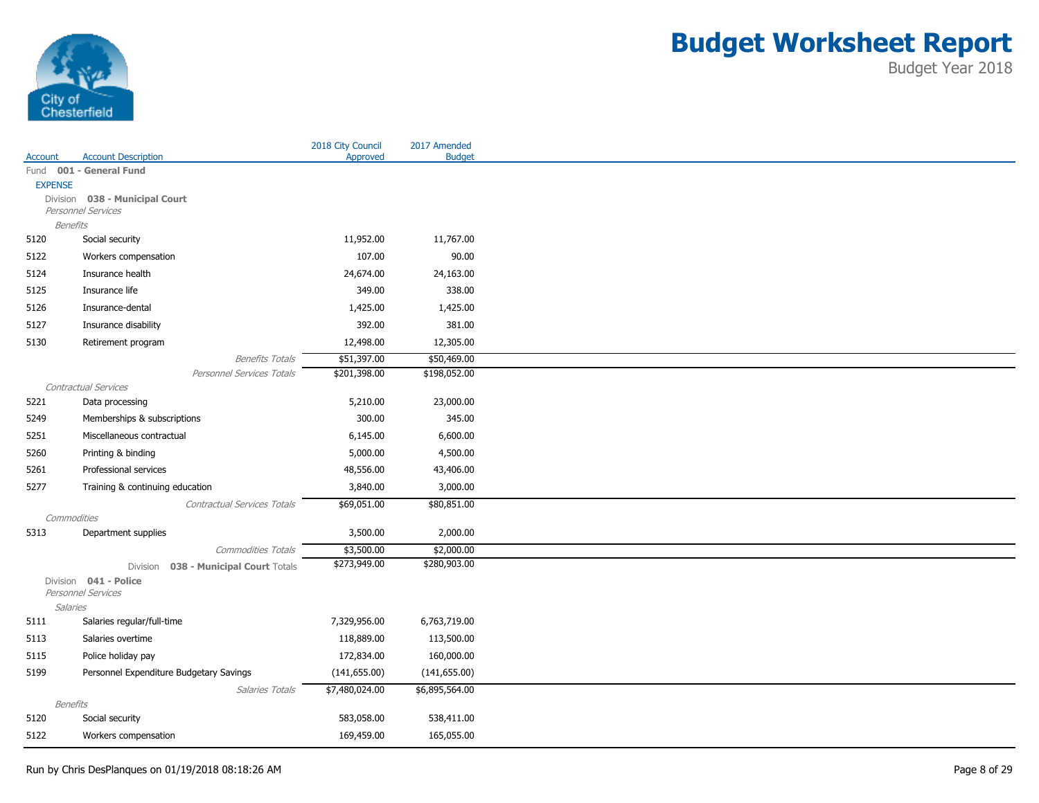# Budget Worksheet Report

Budget Year 2018

City of Chesterfield

| Account | Account Description | 2018 City Council Approved | 2017 Amended Budget |
|---|---|---|---|
| Fund **001 - General Fund** | | | |
| EXPENSE | | | |
| Division **038 - Municipal Court** | | | |
| *Personnel Services* | | | |
| *Benefits* | | | |
| 5120 | Social security | 11,952.00 | 11,767.00 |
| 5122 | Workers compensation | 107.00 | 90.00 |
| 5124 | Insurance health | 24,674.00 | 24,163.00 |
| 5125 | Insurance life | 349.00 | 338.00 |
| 5126 | Insurance-dental | 1,425.00 | 1,425.00 |
| 5127 | Insurance disability | 392.00 | 381.00 |
| 5130 | Retirement program | 12,498.00 | 12,305.00 |
| | *Benefits Totals* | $51,397.00 | $50,469.00 |
| | *Personnel Services Totals* | $201,398.00 | $198,052.00 |
| *Contractual Services* | | | |
| 5221 | Data processing | 5,210.00 | 23,000.00 |
| 5249 | Memberships & subscriptions | 300.00 | 345.00 |
| 5251 | Miscellaneous contractual | 6,145.00 | 6,600.00 |
| 5260 | Printing & binding | 5,000.00 | 4,500.00 |
| 5261 | Professional services | 48,556.00 | 43,406.00 |
| 5277 | Training & continuing education | 3,840.00 | 3,000.00 |
| | *Contractual Services Totals* | $69,051.00 | $80,851.00 |
| *Commodities* | | | |
| 5313 | Department supplies | 3,500.00 | 2,000.00 |
| | *Commodities Totals* | $3,500.00 | $2,000.00 |
| | Division **038 - Municipal Court** Totals | $273,949.00 | $280,903.00 |
| Division **041 - Police** | | | |
| *Personnel Services* | | | |
| *Salaries* | | | |
| 5111 | Salaries regular/full-time | 7,329,956.00 | 6,763,719.00 |
| 5113 | Salaries overtime | 118,889.00 | 113,500.00 |
| 5115 | Police holiday pay | 172,834.00 | 160,000.00 |
| 5199 | Personnel Expenditure Budgetary Savings | (141,655.00) | (141,655.00) |
| | *Salaries Totals* | $7,480,024.00 | $6,895,564.00 |
| *Benefits* | | | |
| 5120 | Social security | 583,058.00 | 538,411.00 |
| 5122 | Workers compensation | 169,459.00 | 165,055.00 |

Run by Chris DesPlanques on 01/19/2018 08:18:26 AM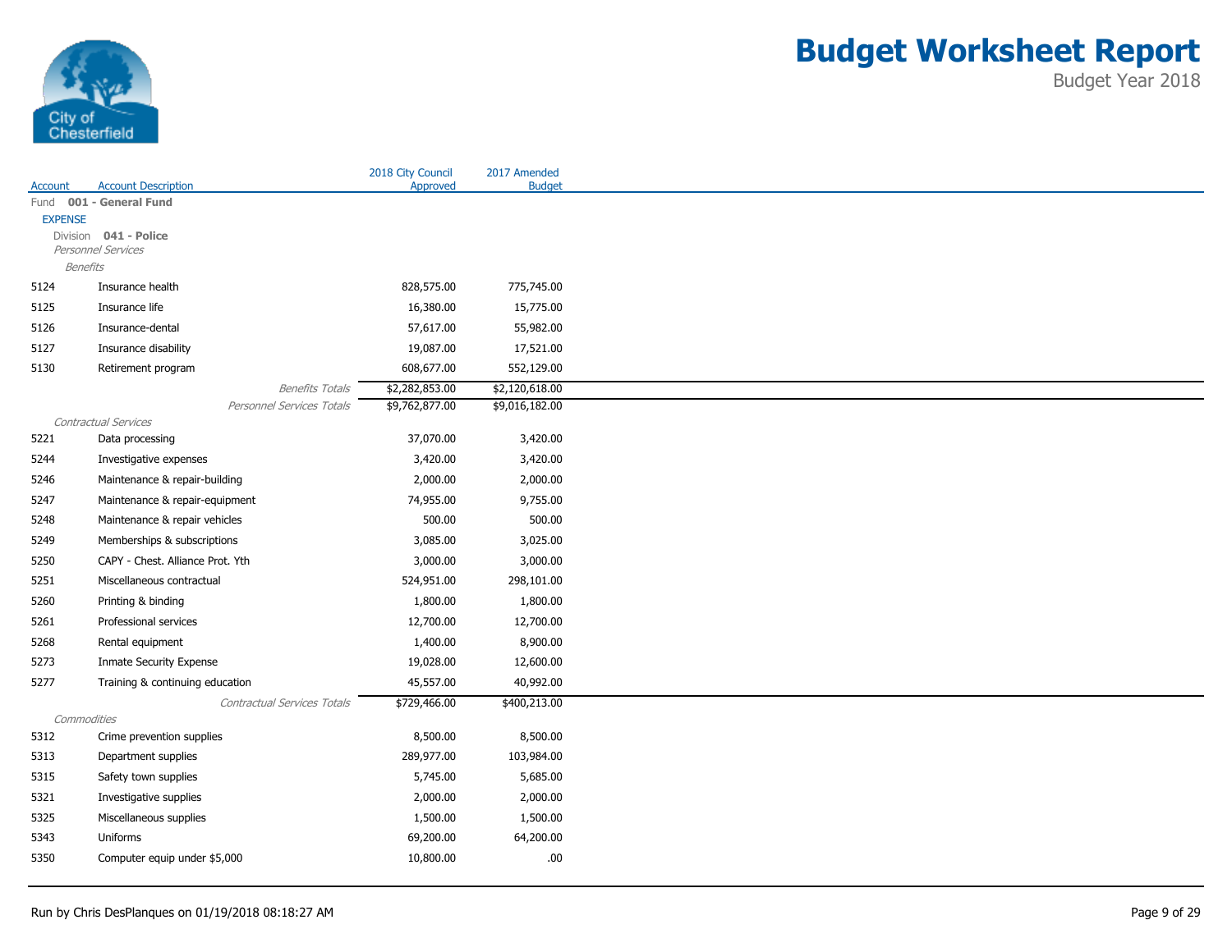# Budget Worksheet Report

Budget Year 2018

| Account | Account Description | 2018 City Council Approved | 2017 Amended Budget |
|---|---|---|---|
| Fund | **001 - General Fund** | | |
| **EXPENSE** | | | |
| Division | **041 - Police** | | |
| *Personnel Services* | | | |
| *Benefits* | | | |
| 5124 | Insurance health | 828,575.00 | 775,745.00 |
| 5125 | Insurance life | 16,380.00 | 15,775.00 |
| 5126 | Insurance-dental | 57,617.00 | 55,982.00 |
| 5127 | Insurance disability | 19,087.00 | 17,521.00 |
| 5130 | Retirement program | 608,677.00 | 552,129.00 |
| | *Benefits Totals* | $2,282,853.00 | $2,120,618.00 |
| | *Personnel Services Totals* | $9,762,877.00 | $9,016,182.00 |
| *Contractual Services* | | | |
| 5221 | Data processing | 37,070.00 | 3,420.00 |
| 5244 | Investigative expenses | 3,420.00 | 3,420.00 |
| 5246 | Maintenance & repair-building | 2,000.00 | 2,000.00 |
| 5247 | Maintenance & repair-equipment | 74,955.00 | 9,755.00 |
| 5248 | Maintenance & repair vehicles | 500.00 | 500.00 |
| 5249 | Memberships & subscriptions | 3,085.00 | 3,025.00 |
| 5250 | CAPY - Chest. Alliance Prot. Yth | 3,000.00 | 3,000.00 |
| 5251 | Miscellaneous contractual | 524,951.00 | 298,101.00 |
| 5260 | Printing & binding | 1,800.00 | 1,800.00 |
| 5261 | Professional services | 12,700.00 | 12,700.00 |
| 5268 | Rental equipment | 1,400.00 | 8,900.00 |
| 5273 | Inmate Security Expense | 19,028.00 | 12,600.00 |
| 5277 | Training & continuing education | 45,557.00 | 40,992.00 |
| | *Contractual Services Totals* | $729,466.00 | $400,213.00 |
| *Commodities* | | | |
| 5312 | Crime prevention supplies | 8,500.00 | 8,500.00 |
| 5313 | Department supplies | 289,977.00 | 103,984.00 |
| 5315 | Safety town supplies | 5,745.00 | 5,685.00 |
| 5321 | Investigative supplies | 2,000.00 | 2,000.00 |
| 5325 | Miscellaneous supplies | 1,500.00 | 1,500.00 |
| 5343 | Uniforms | 69,200.00 | 64,200.00 |
| 5350 | Computer equip under $5,000 | 10,800.00 | .00 |

Run by Chris DesPlanques on 01/19/2018 08:18:27 AM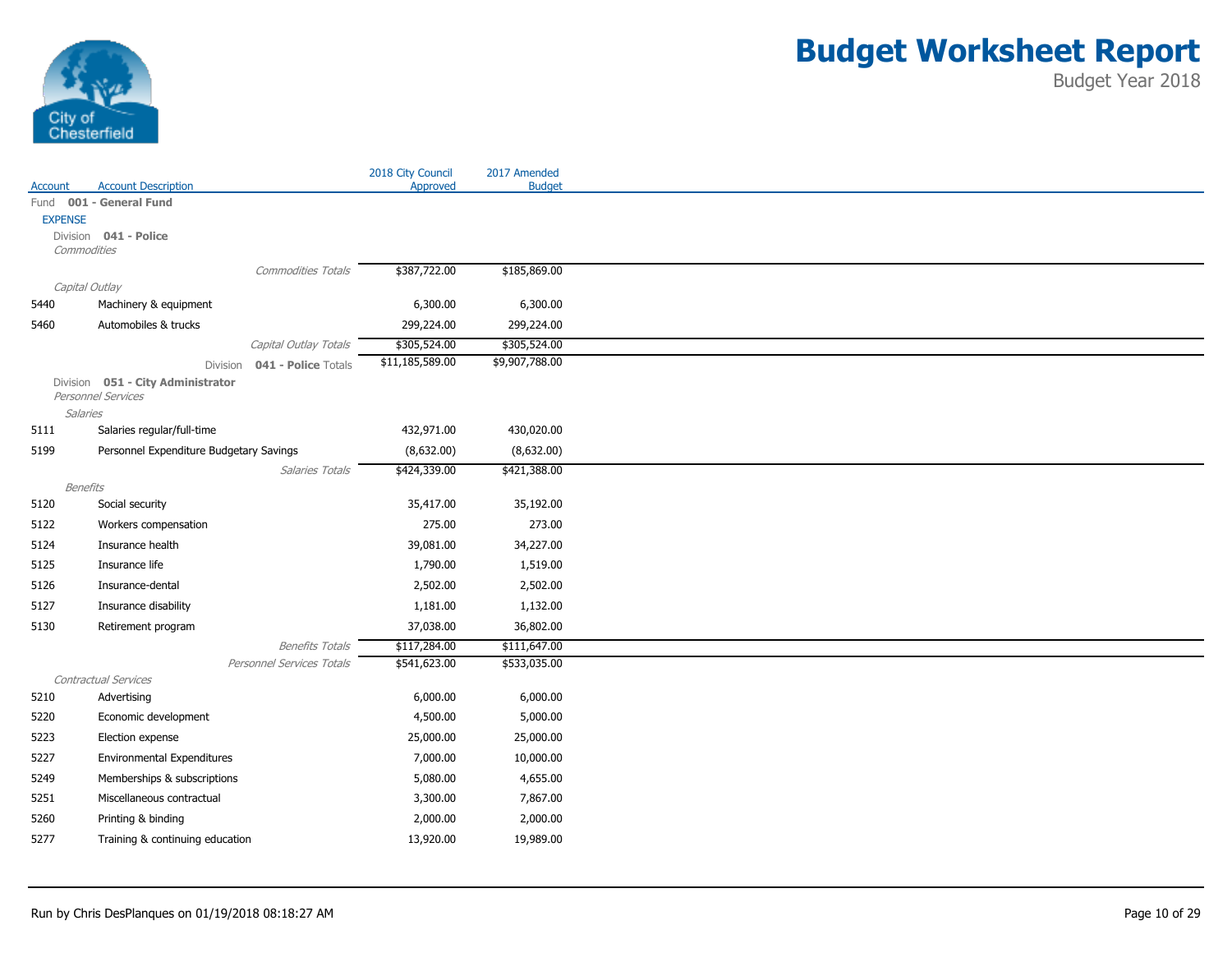# Budget Worksheet Report

Budget Year 2018

| Account | Account Description | 2018 City Council Approved | 2017 Amended Budget |
|---|---|---|---|
| Fund **001 - General Fund** | | | |
| EXPENSE | | | |
| Division **041 - Police** | | | |
| *Commodities* | | | |
| | *Commodities Totals* | $387,722.00 | $185,869.00 |
| *Capital Outlay* | | | |
| 5440 | Machinery & equipment | 6,300.00 | 6,300.00 |
| 5460 | Automobiles & trucks | 299,224.00 | 299,224.00 |
| | *Capital Outlay Totals* | $305,524.00 | $305,524.00 |
| | Division **041 - Police** Totals | $11,185,589.00 | $9,907,788.00 |
| Division **051 - City Administrator** | | | |
| *Personnel Services* | | | |
| *Salaries* | | | |
| 5111 | Salaries regular/full-time | 432,971.00 | 430,020.00 |
| 5199 | Personnel Expenditure Budgetary Savings | (8,632.00) | (8,632.00) |
| | *Salaries Totals* | $424,339.00 | $421,388.00 |
| *Benefits* | | | |
| 5120 | Social security | 35,417.00 | 35,192.00 |
| 5122 | Workers compensation | 275.00 | 273.00 |
| 5124 | Insurance health | 39,081.00 | 34,227.00 |
| 5125 | Insurance life | 1,790.00 | 1,519.00 |
| 5126 | Insurance-dental | 2,502.00 | 2,502.00 |
| 5127 | Insurance disability | 1,181.00 | 1,132.00 |
| 5130 | Retirement program | 37,038.00 | 36,802.00 |
| | *Benefits Totals* | $117,284.00 | $111,647.00 |
| | *Personnel Services Totals* | $541,623.00 | $533,035.00 |
| *Contractual Services* | | | |
| 5210 | Advertising | 6,000.00 | 6,000.00 |
| 5220 | Economic development | 4,500.00 | 5,000.00 |
| 5223 | Election expense | 25,000.00 | 25,000.00 |
| 5227 | Environmental Expenditures | 7,000.00 | 10,000.00 |
| 5249 | Memberships & subscriptions | 5,080.00 | 4,655.00 |
| 5251 | Miscellaneous contractual | 3,300.00 | 7,867.00 |
| 5260 | Printing & binding | 2,000.00 | 2,000.00 |
| 5277 | Training & continuing education | 13,920.00 | 19,989.00 |

Run by Chris DesPlanques on 01/19/2018 08:18:27 AM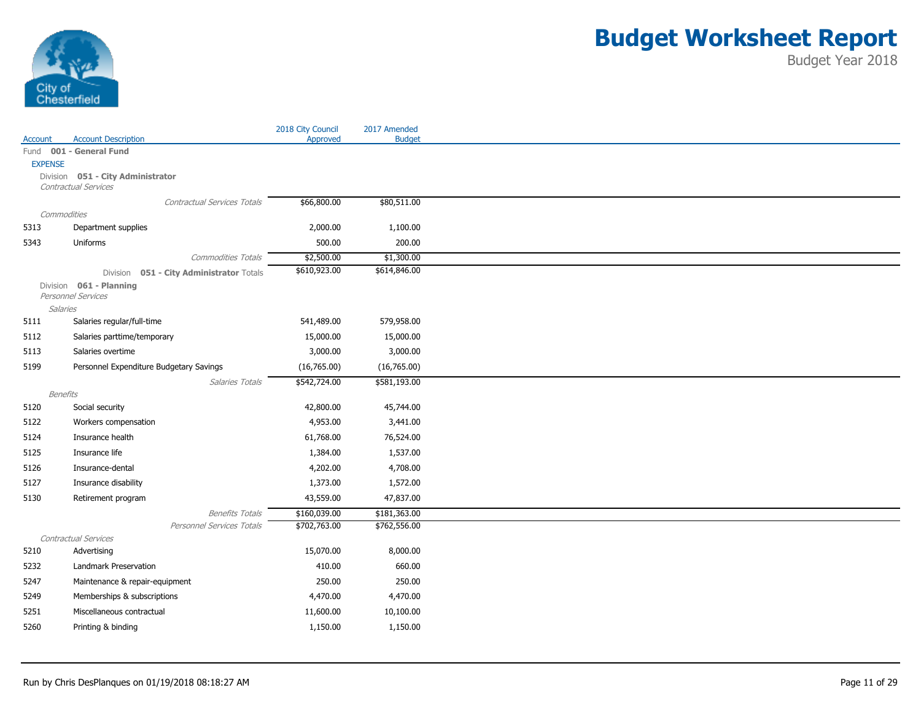# Budget Worksheet Report

Budget Year 2018

| Account | Account Description | 2018 City Council Approved | 2017 Amended Budget |
|---|---|---|---|
| Fund **001 - General Fund** | | | |
| EXPENSE | | | |
| Division **051 - City Administrator** | | | |
| *Contractual Services* | | | |
| | *Contractual Services Totals* | $66,800.00 | $80,511.00 |
| *Commodities* | | | |
| 5313 | Department supplies | 2,000.00 | 1,100.00 |
| 5343 | Uniforms | 500.00 | 200.00 |
| | *Commodities Totals* | $2,500.00 | $1,300.00 |
| | Division **051 - City Administrator** Totals | $610,923.00 | $614,846.00 |
| Division **061 - Planning** | | | |
| *Personnel Services* | | | |
| *Salaries* | | | |
| 5111 | Salaries regular/full-time | 541,489.00 | 579,958.00 |
| 5112 | Salaries parttime/temporary | 15,000.00 | 15,000.00 |
| 5113 | Salaries overtime | 3,000.00 | 3,000.00 |
| 5199 | Personnel Expenditure Budgetary Savings | (16,765.00) | (16,765.00) |
| | *Salaries Totals* | $542,724.00 | $581,193.00 |
| *Benefits* | | | |
| 5120 | Social security | 42,800.00 | 45,744.00 |
| 5122 | Workers compensation | 4,953.00 | 3,441.00 |
| 5124 | Insurance health | 61,768.00 | 76,524.00 |
| 5125 | Insurance life | 1,384.00 | 1,537.00 |
| 5126 | Insurance-dental | 4,202.00 | 4,708.00 |
| 5127 | Insurance disability | 1,373.00 | 1,572.00 |
| 5130 | Retirement program | 43,559.00 | 47,837.00 |
| | *Benefits Totals* | $160,039.00 | $181,363.00 |
| | *Personnel Services Totals* | $702,763.00 | $762,556.00 |
| *Contractual Services* | | | |
| 5210 | Advertising | 15,070.00 | 8,000.00 |
| 5232 | Landmark Preservation | 410.00 | 660.00 |
| 5247 | Maintenance & repair-equipment | 250.00 | 250.00 |
| 5249 | Memberships & subscriptions | 4,470.00 | 4,470.00 |
| 5251 | Miscellaneous contractual | 11,600.00 | 10,100.00 |
| 5260 | Printing & binding | 1,150.00 | 1,150.00 |

Run by Chris DesPlanques on 01/19/2018 08:18:27 AM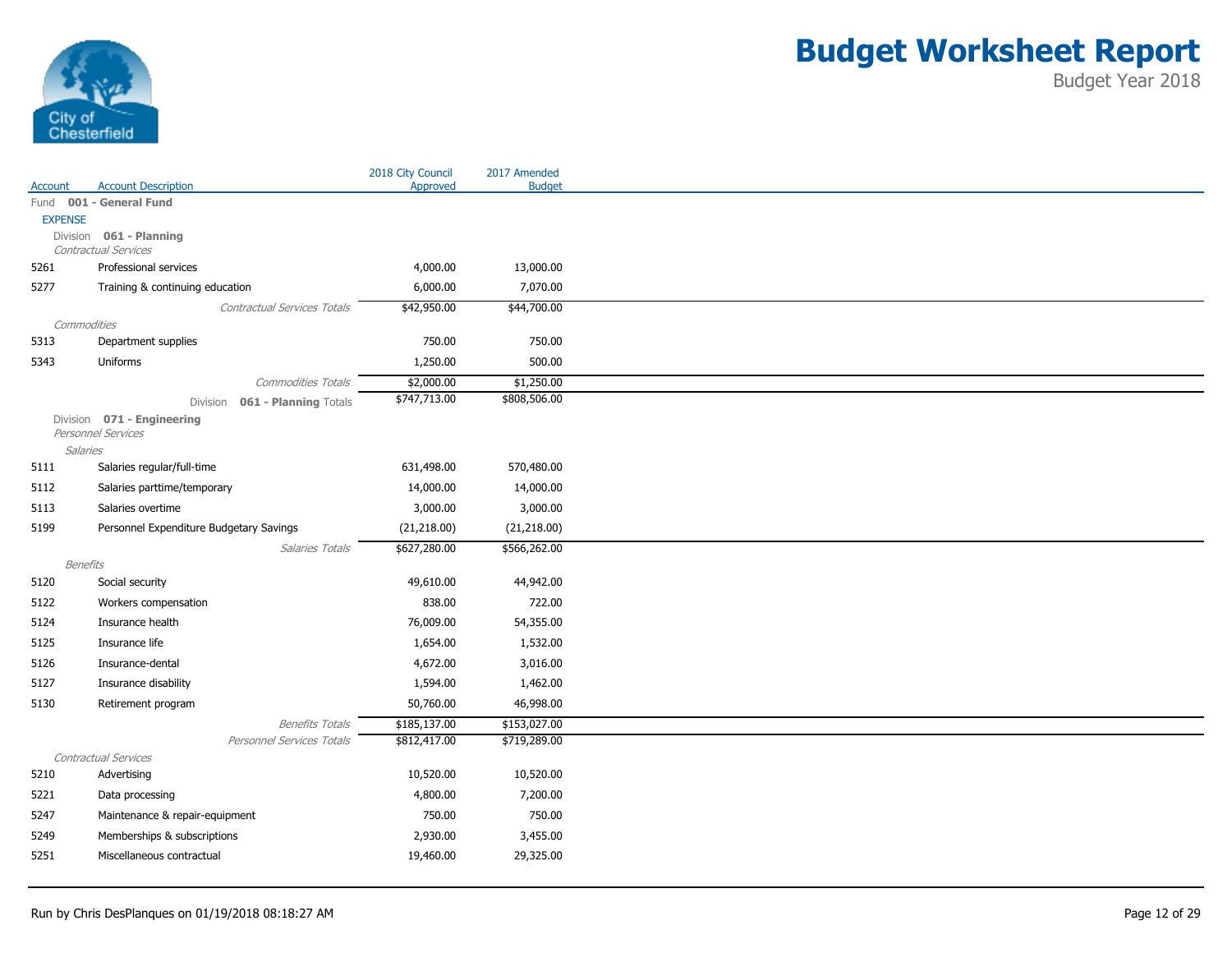# Budget Worksheet Report

Budget Year 2018

City of Chesterfield

| Account | Account Description | 2018 City Council Approved | 2017 Amended Budget |
|---|---|---|---|
| Fund **001 - General Fund** | | | |
| EXPENSE | | | |
| Division **061 - Planning** | | | |
| *Contractual Services* | | | |
| 5261 | Professional services | 4,000.00 | 13,000.00 |
| 5277 | Training & continuing education | 6,000.00 | 7,070.00 |
| | *Contractual Services Totals* | $42,950.00 | $44,700.00 |
| *Commodities* | | | |
| 5313 | Department supplies | 750.00 | 750.00 |
| 5343 | Uniforms | 1,250.00 | 500.00 |
| | *Commodities Totals* | $2,000.00 | $1,250.00 |
| | Division **061 - Planning** Totals | $747,713.00 | $808,506.00 |
| Division **071 - Engineering** | | | |
| *Personnel Services* | | | |
| *Salaries* | | | |
| 5111 | Salaries regular/full-time | 631,498.00 | 570,480.00 |
| 5112 | Salaries parttime/temporary | 14,000.00 | 14,000.00 |
| 5113 | Salaries overtime | 3,000.00 | 3,000.00 |
| 5199 | Personnel Expenditure Budgetary Savings | (21,218.00) | (21,218.00) |
| | *Salaries Totals* | $627,280.00 | $566,262.00 |
| *Benefits* | | | |
| 5120 | Social security | 49,610.00 | 44,942.00 |
| 5122 | Workers compensation | 838.00 | 722.00 |
| 5124 | Insurance health | 76,009.00 | 54,355.00 |
| 5125 | Insurance life | 1,654.00 | 1,532.00 |
| 5126 | Insurance-dental | 4,672.00 | 3,016.00 |
| 5127 | Insurance disability | 1,594.00 | 1,462.00 |
| 5130 | Retirement program | 50,760.00 | 46,998.00 |
| | *Benefits Totals* | $185,137.00 | $153,027.00 |
| | *Personnel Services Totals* | $812,417.00 | $719,289.00 |
| *Contractual Services* | | | |
| 5210 | Advertising | 10,520.00 | 10,520.00 |
| 5221 | Data processing | 4,800.00 | 7,200.00 |
| 5247 | Maintenance & repair-equipment | 750.00 | 750.00 |
| 5249 | Memberships & subscriptions | 2,930.00 | 3,455.00 |
| 5251 | Miscellaneous contractual | 19,460.00 | 29,325.00 |

Run by Chris DesPlanques on 01/19/2018 08:18:27 AM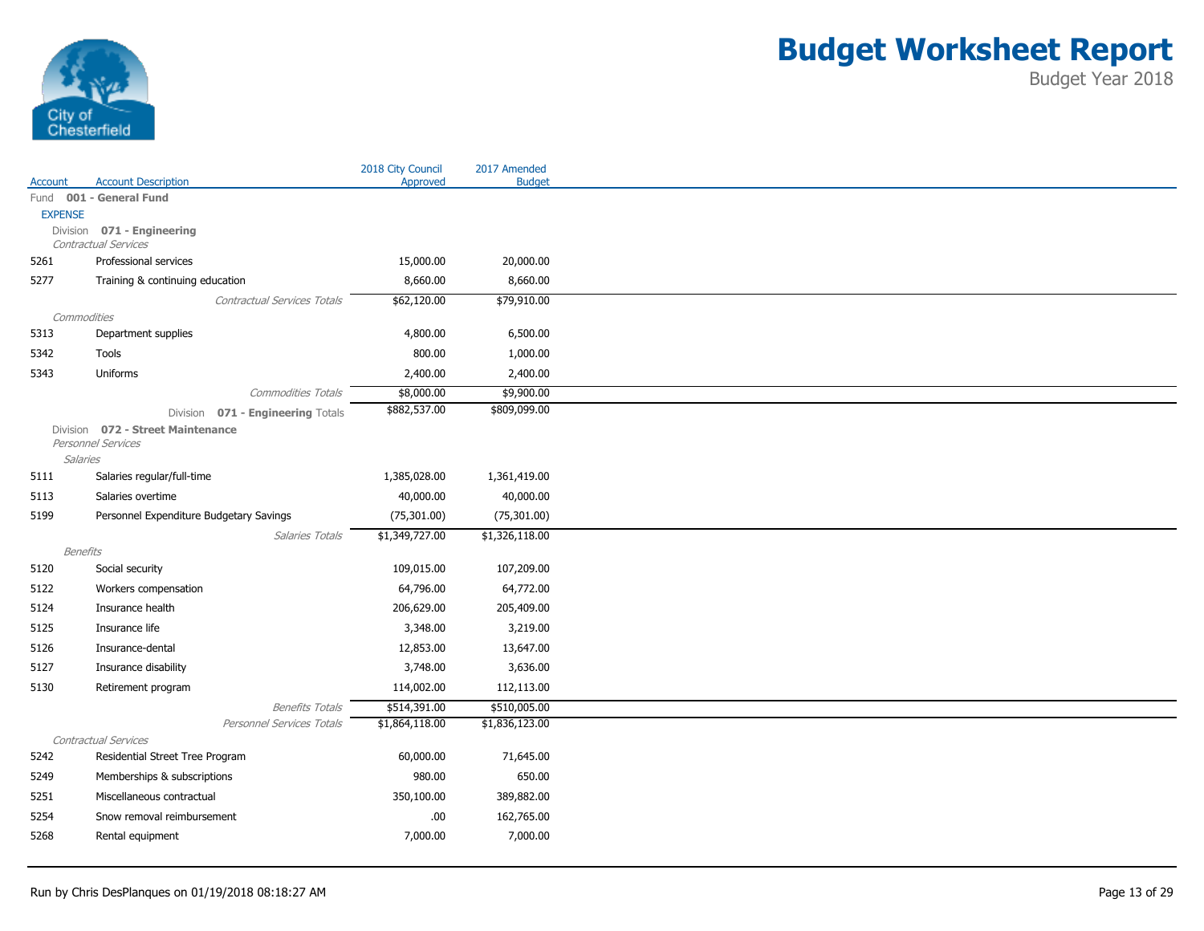# Budget Worksheet Report

Budget Year 2018

City of Chesterfield

| Account | Account Description | 2018 City Council Approved | 2017 Amended Budget |
|---|---|---|---|
| Fund **001 - General Fund** | | | |
| EXPENSE | | | |
| Division **071 - Engineering** | | | |
| *Contractual Services* | | | |
| 5261 | Professional services | 15,000.00 | 20,000.00 |
| 5277 | Training & continuing education | 8,660.00 | 8,660.00 |
| | *Contractual Services Totals* | $62,120.00 | $79,910.00 |
| *Commodities* | | | |
| 5313 | Department supplies | 4,800.00 | 6,500.00 |
| 5342 | Tools | 800.00 | 1,000.00 |
| 5343 | Uniforms | 2,400.00 | 2,400.00 |
| | *Commodities Totals* | $8,000.00 | $9,900.00 |
| | Division **071 - Engineering** Totals | $882,537.00 | $809,099.00 |
| Division **072 - Street Maintenance** | | | |
| *Personnel Services* | | | |
| *Salaries* | | | |
| 5111 | Salaries regular/full-time | 1,385,028.00 | 1,361,419.00 |
| 5113 | Salaries overtime | 40,000.00 | 40,000.00 |
| 5199 | Personnel Expenditure Budgetary Savings | (75,301.00) | (75,301.00) |
| | *Salaries Totals* | $1,349,727.00 | $1,326,118.00 |
| *Benefits* | | | |
| 5120 | Social security | 109,015.00 | 107,209.00 |
| 5122 | Workers compensation | 64,796.00 | 64,772.00 |
| 5124 | Insurance health | 206,629.00 | 205,409.00 |
| 5125 | Insurance life | 3,348.00 | 3,219.00 |
| 5126 | Insurance-dental | 12,853.00 | 13,647.00 |
| 5127 | Insurance disability | 3,748.00 | 3,636.00 |
| 5130 | Retirement program | 114,002.00 | 112,113.00 |
| | *Benefits Totals* | $514,391.00 | $510,005.00 |
| | *Personnel Services Totals* | $1,864,118.00 | $1,836,123.00 |
| *Contractual Services* | | | |
| 5242 | Residential Street Tree Program | 60,000.00 | 71,645.00 |
| 5249 | Memberships & subscriptions | 980.00 | 650.00 |
| 5251 | Miscellaneous contractual | 350,100.00 | 389,882.00 |
| 5254 | Snow removal reimbursement | .00 | 162,765.00 |
| 5268 | Rental equipment | 7,000.00 | 7,000.00 |

Run by Chris DesPlanques on 01/19/2018 08:18:27 AM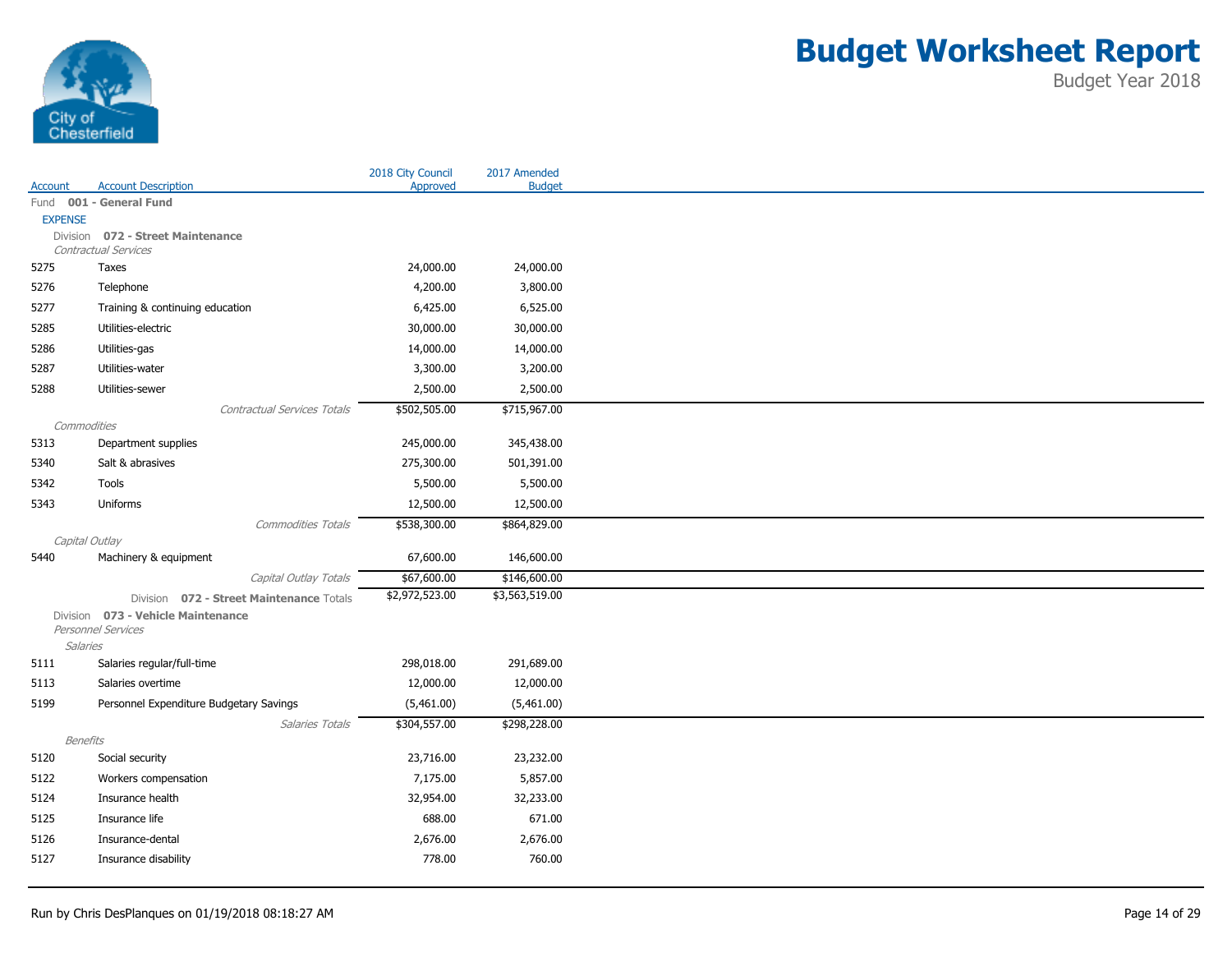# Budget Worksheet Report

Budget Year 2018

City of Chesterfield

| Account | Account Description | 2018 City Council Approved | 2017 Amended Budget |
|---|---|---|---|
| Fund **001 - General Fund** | | | |
| EXPENSE | | | |
| Division **072 - Street Maintenance** | | | |
| *Contractual Services* | | | |
| 5275 | Taxes | 24,000.00 | 24,000.00 |
| 5276 | Telephone | 4,200.00 | 3,800.00 |
| 5277 | Training & continuing education | 6,425.00 | 6,525.00 |
| 5285 | Utilities-electric | 30,000.00 | 30,000.00 |
| 5286 | Utilities-gas | 14,000.00 | 14,000.00 |
| 5287 | Utilities-water | 3,300.00 | 3,200.00 |
| 5288 | Utilities-sewer | 2,500.00 | 2,500.00 |
| | *Contractual Services Totals* | $502,505.00 | $715,967.00 |
| *Commodities* | | | |
| 5313 | Department supplies | 245,000.00 | 345,438.00 |
| 5340 | Salt & abrasives | 275,300.00 | 501,391.00 |
| 5342 | Tools | 5,500.00 | 5,500.00 |
| 5343 | Uniforms | 12,500.00 | 12,500.00 |
| | *Commodities Totals* | $538,300.00 | $864,829.00 |
| *Capital Outlay* | | | |
| 5440 | Machinery & equipment | 67,600.00 | 146,600.00 |
| | *Capital Outlay Totals* | $67,600.00 | $146,600.00 |
| | Division **072 - Street Maintenance** Totals | $2,972,523.00 | $3,563,519.00 |
| Division **073 - Vehicle Maintenance** | | | |
| *Personnel Services* | | | |
| *Salaries* | | | |
| 5111 | Salaries regular/full-time | 298,018.00 | 291,689.00 |
| 5113 | Salaries overtime | 12,000.00 | 12,000.00 |
| 5199 | Personnel Expenditure Budgetary Savings | (5,461.00) | (5,461.00) |
| | *Salaries Totals* | $304,557.00 | $298,228.00 |
| *Benefits* | | | |
| 5120 | Social security | 23,716.00 | 23,232.00 |
| 5122 | Workers compensation | 7,175.00 | 5,857.00 |
| 5124 | Insurance health | 32,954.00 | 32,233.00 |
| 5125 | Insurance life | 688.00 | 671.00 |
| 5126 | Insurance-dental | 2,676.00 | 2,676.00 |
| 5127 | Insurance disability | 778.00 | 760.00 |

Run by Chris DesPlanques on 01/19/2018 08:18:27 AM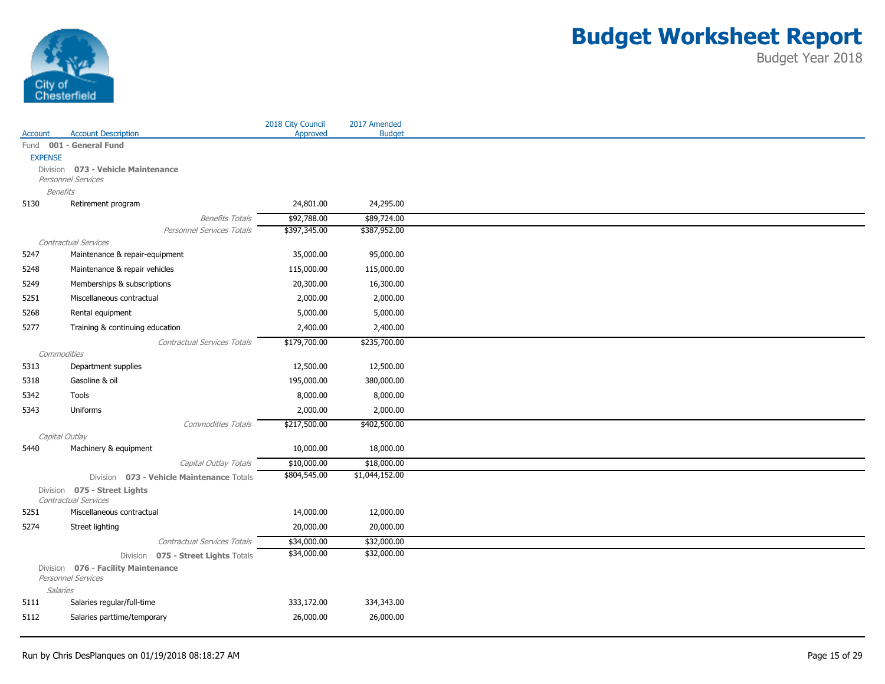# Budget Worksheet Report

Budget Year 2018

City of Chesterfield

| Account | Account Description | 2018 City Council Approved | 2017 Amended Budget |
|---|---|---|---|
| Fund **001 - General Fund** | | | |
| EXPENSE | | | |
| Division **073 - Vehicle Maintenance** | | | |
| *Personnel Services* | | | |
| *Benefits* | | | |
| 5130 | Retirement program | 24,801.00 | 24,295.00 |
| | *Benefits Totals* | $92,788.00 | $89,724.00 |
| | *Personnel Services Totals* | $397,345.00 | $387,952.00 |
| *Contractual Services* | | | |
| 5247 | Maintenance & repair-equipment | 35,000.00 | 95,000.00 |
| 5248 | Maintenance & repair vehicles | 115,000.00 | 115,000.00 |
| 5249 | Memberships & subscriptions | 20,300.00 | 16,300.00 |
| 5251 | Miscellaneous contractual | 2,000.00 | 2,000.00 |
| 5268 | Rental equipment | 5,000.00 | 5,000.00 |
| 5277 | Training & continuing education | 2,400.00 | 2,400.00 |
| | *Contractual Services Totals* | $179,700.00 | $235,700.00 |
| *Commodities* | | | |
| 5313 | Department supplies | 12,500.00 | 12,500.00 |
| 5318 | Gasoline & oil | 195,000.00 | 380,000.00 |
| 5342 | Tools | 8,000.00 | 8,000.00 |
| 5343 | Uniforms | 2,000.00 | 2,000.00 |
| | *Commodities Totals* | $217,500.00 | $402,500.00 |
| *Capital Outlay* | | | |
| 5440 | Machinery & equipment | 10,000.00 | 18,000.00 |
| | *Capital Outlay Totals* | $10,000.00 | $18,000.00 |
| | Division **073 - Vehicle Maintenance** Totals | $804,545.00 | $1,044,152.00 |
| Division **075 - Street Lights** | | | |
| *Contractual Services* | | | |
| 5251 | Miscellaneous contractual | 14,000.00 | 12,000.00 |
| 5274 | Street lighting | 20,000.00 | 20,000.00 |
| | *Contractual Services Totals* | $34,000.00 | $32,000.00 |
| | Division **075 - Street Lights** Totals | $34,000.00 | $32,000.00 |
| Division **076 - Facility Maintenance** | | | |
| *Personnel Services* | | | |
| *Salaries* | | | |
| 5111 | Salaries regular/full-time | 333,172.00 | 334,343.00 |
| 5112 | Salaries parttime/temporary | 26,000.00 | 26,000.00 |

Run by Chris DesPlanques on 01/19/2018 08:18:27 AM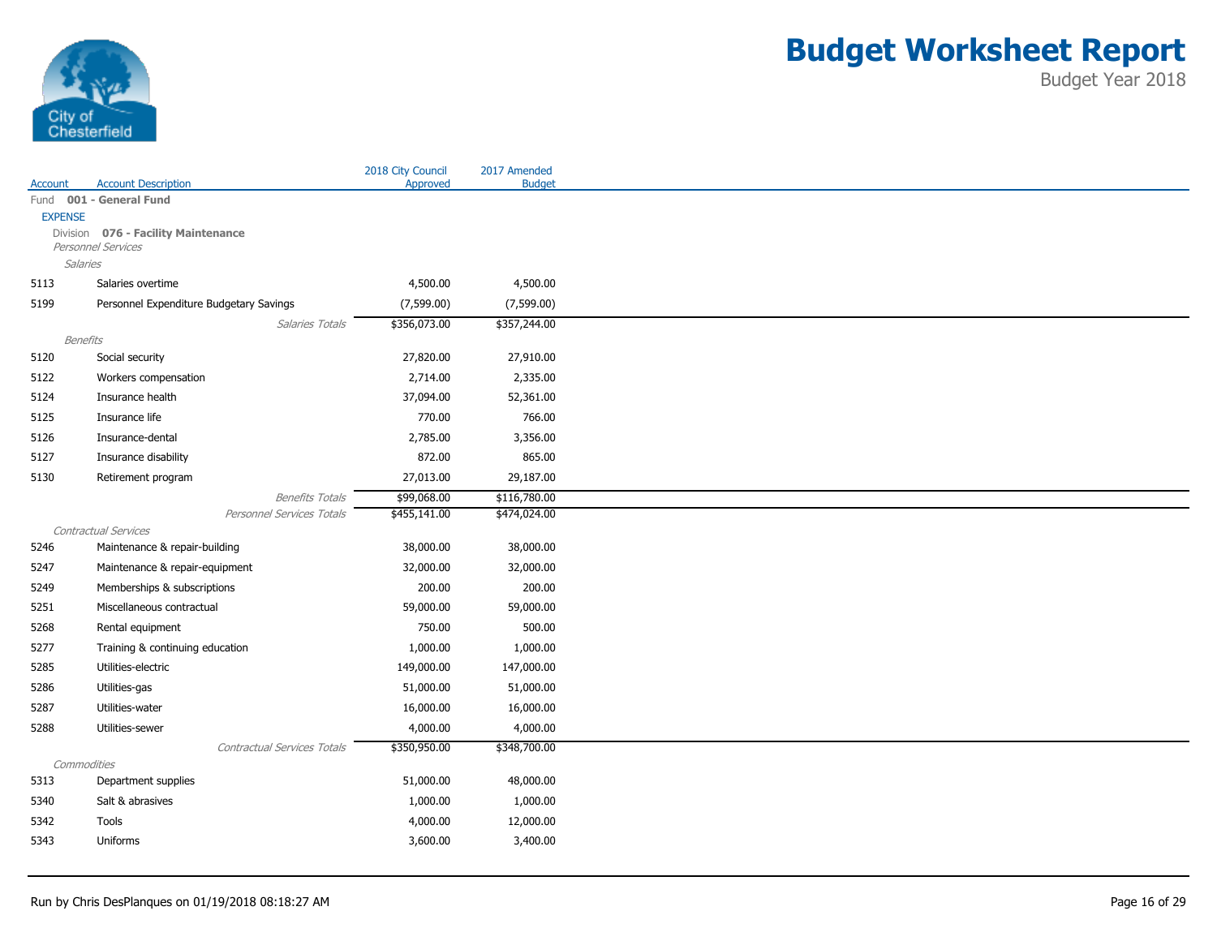# Budget Worksheet Report

Budget Year 2018

| Account | Account Description | 2018 City Council Approved | 2017 Amended Budget |
|---|---|---|---|
| Fund | **001 - General Fund** | | |
| EXPENSE | | | |
| Division | **076 - Facility Maintenance** | | |
| *Personnel Services* | | | |
| *Salaries* | | | |
| 5113 | Salaries overtime | 4,500.00 | 4,500.00 |
| 5199 | Personnel Expenditure Budgetary Savings | (7,599.00) | (7,599.00) |
| | *Salaries Totals* | $356,073.00 | $357,244.00 |
| *Benefits* | | | |
| 5120 | Social security | 27,820.00 | 27,910.00 |
| 5122 | Workers compensation | 2,714.00 | 2,335.00 |
| 5124 | Insurance health | 37,094.00 | 52,361.00 |
| 5125 | Insurance life | 770.00 | 766.00 |
| 5126 | Insurance-dental | 2,785.00 | 3,356.00 |
| 5127 | Insurance disability | 872.00 | 865.00 |
| 5130 | Retirement program | 27,013.00 | 29,187.00 |
| | *Benefits Totals* | $99,068.00 | $116,780.00 |
| | *Personnel Services Totals* | $455,141.00 | $474,024.00 |
| *Contractual Services* | | | |
| 5246 | Maintenance & repair-building | 38,000.00 | 38,000.00 |
| 5247 | Maintenance & repair-equipment | 32,000.00 | 32,000.00 |
| 5249 | Memberships & subscriptions | 200.00 | 200.00 |
| 5251 | Miscellaneous contractual | 59,000.00 | 59,000.00 |
| 5268 | Rental equipment | 750.00 | 500.00 |
| 5277 | Training & continuing education | 1,000.00 | 1,000.00 |
| 5285 | Utilities-electric | 149,000.00 | 147,000.00 |
| 5286 | Utilities-gas | 51,000.00 | 51,000.00 |
| 5287 | Utilities-water | 16,000.00 | 16,000.00 |
| 5288 | Utilities-sewer | 4,000.00 | 4,000.00 |
| | *Contractual Services Totals* | $350,950.00 | $348,700.00 |
| *Commodities* | | | |
| 5313 | Department supplies | 51,000.00 | 48,000.00 |
| 5340 | Salt & abrasives | 1,000.00 | 1,000.00 |
| 5342 | Tools | 4,000.00 | 12,000.00 |
| 5343 | Uniforms | 3,600.00 | 3,400.00 |

Run by Chris DesPlanques on 01/19/2018 08:18:27 AM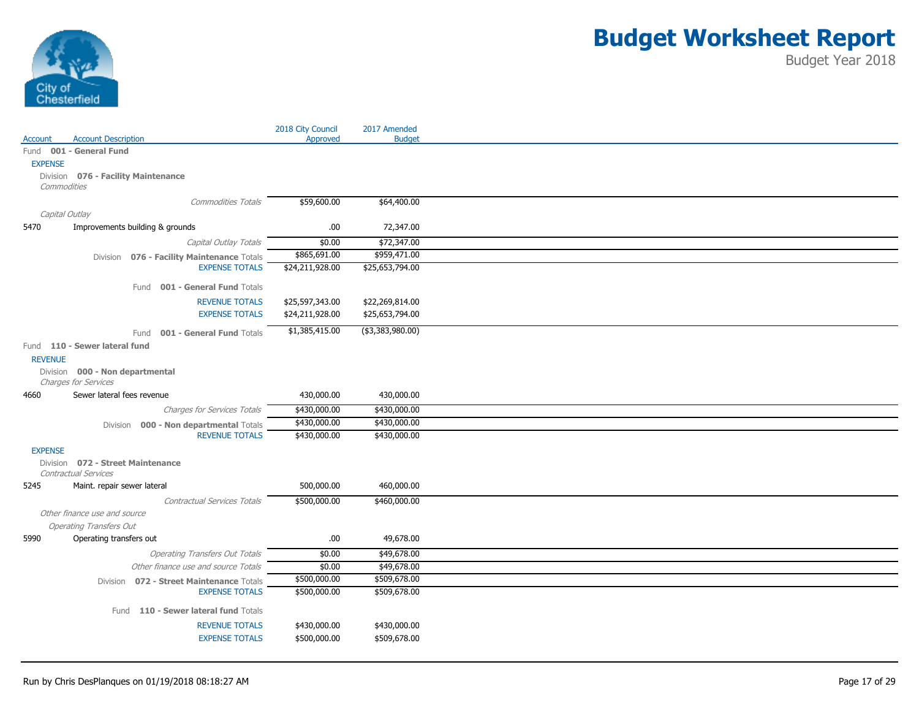# Budget Worksheet Report

Budget Year 2018

| Account | Account Description | 2018 City Council Approved | 2017 Amended Budget |
|---|---|---|---|
| Fund **001 - General Fund** | | | |
| EXPENSE | | | |
| Division **076 - Facility Maintenance** | | | |
| *Commodities* | | | |
| | *Commodities Totals* | $59,600.00 | $64,400.00 |
| *Capital Outlay* | | | |
| 5470 | Improvements building & grounds | .00 | 72,347.00 |
| | *Capital Outlay Totals* | $0.00 | $72,347.00 |
| | Division **076 - Facility Maintenance** Totals | $865,691.00 | $959,471.00 |
| | EXPENSE TOTALS | $24,211,928.00 | $25,653,794.00 |
| | Fund **001 - General Fund** Totals | | |
| | REVENUE TOTALS | $25,597,343.00 | $22,269,814.00 |
| | EXPENSE TOTALS | $24,211,928.00 | $25,653,794.00 |
| | Fund **001 - General Fund** Totals | $1,385,415.00 | ($3,383,980.00) |
| Fund **110 - Sewer lateral fund** | | | |
| REVENUE | | | |
| Division **000 - Non departmental** | | | |
| *Charges for Services* | | | |
| 4660 | Sewer lateral fees revenue | 430,000.00 | 430,000.00 |
| | *Charges for Services Totals* | $430,000.00 | $430,000.00 |
| | Division **000 - Non departmental** Totals | $430,000.00 | $430,000.00 |
| | REVENUE TOTALS | $430,000.00 | $430,000.00 |
| EXPENSE | | | |
| Division **072 - Street Maintenance** | | | |
| *Contractual Services* | | | |
| 5245 | Maint. repair sewer lateral | 500,000.00 | 460,000.00 |
| | *Contractual Services Totals* | $500,000.00 | $460,000.00 |
| *Other finance use and source* | | | |
| *Operating Transfers Out* | | | |
| 5990 | Operating transfers out | .00 | 49,678.00 |
| | *Operating Transfers Out Totals* | $0.00 | $49,678.00 |
| | *Other finance use and source Totals* | $0.00 | $49,678.00 |
| | Division **072 - Street Maintenance** Totals | $500,000.00 | $509,678.00 |
| | EXPENSE TOTALS | $500,000.00 | $509,678.00 |
| | Fund **110 - Sewer lateral fund** Totals | | |
| | REVENUE TOTALS | $430,000.00 | $430,000.00 |
| | EXPENSE TOTALS | $500,000.00 | $509,678.00 |

Run by Chris DesPlanques on 01/19/2018 08:18:27 AM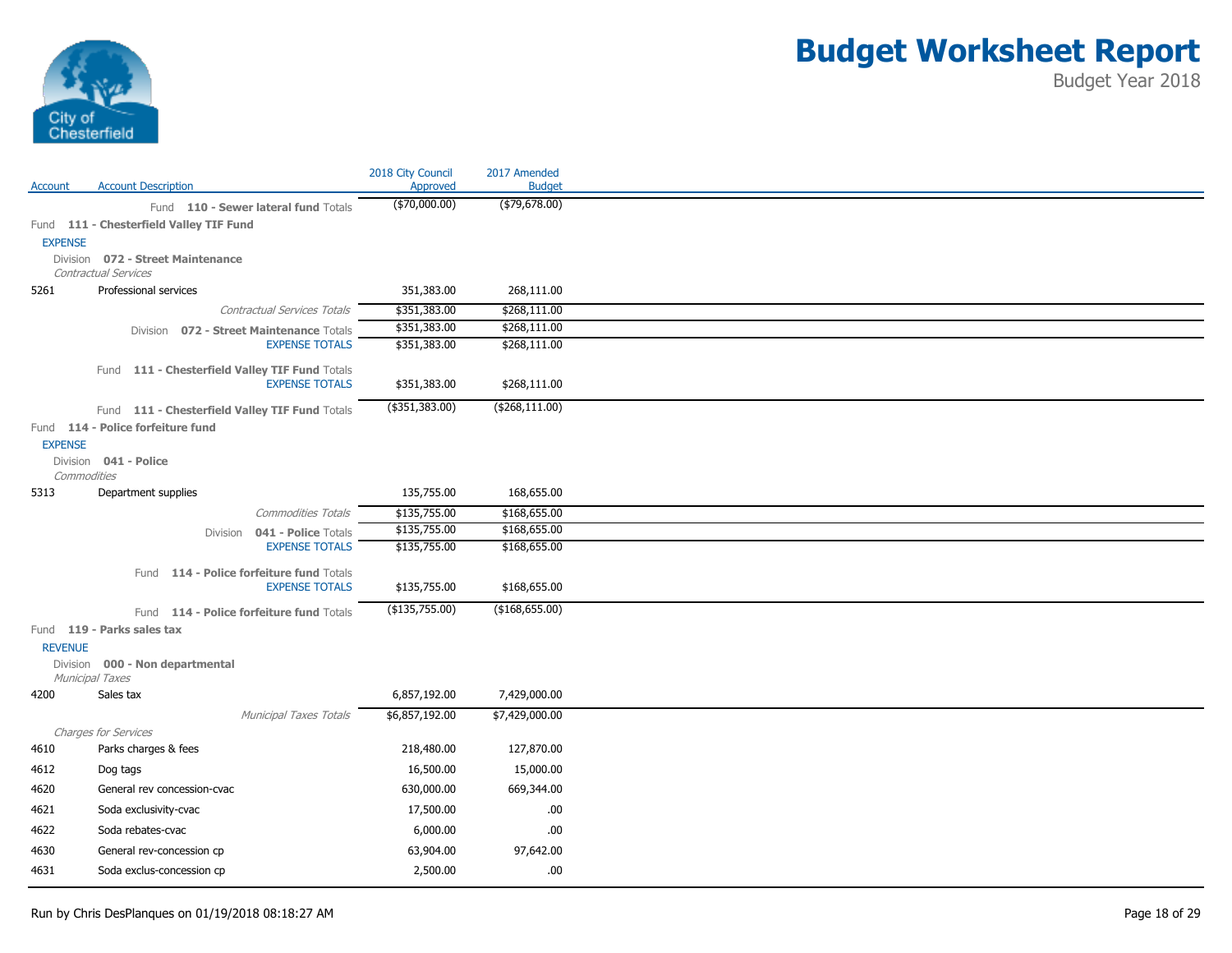# Budget Worksheet Report

Budget Year 2018

| Account | Account Description | 2018 City Council Approved | 2017 Amended Budget |
|---|---|---|---|
| | Fund **110 - Sewer lateral fund** Totals | ($70,000.00) | ($79,678.00) |
| | Fund **111 - Chesterfield Valley TIF Fund** | | |
| | EXPENSE | | |
| | Division **072 - Street Maintenance** | | |
| | *Contractual Services* | | |
| 5261 | Professional services | 351,383.00 | 268,111.00 |
| | *Contractual Services Totals* | $351,383.00 | $268,111.00 |
| | Division **072 - Street Maintenance** Totals | $351,383.00 | $268,111.00 |
| | EXPENSE TOTALS | $351,383.00 | $268,111.00 |
| | Fund **111 - Chesterfield Valley TIF Fund** Totals EXPENSE TOTALS | $351,383.00 | $268,111.00 |
| | Fund **111 - Chesterfield Valley TIF Fund** Totals | ($351,383.00) | ($268,111.00) |
| | Fund **114 - Police forfeiture fund** | | |
| | EXPENSE | | |
| | Division **041 - Police** | | |
| | *Commodities* | | |
| 5313 | Department supplies | 135,755.00 | 168,655.00 |
| | *Commodities Totals* | $135,755.00 | $168,655.00 |
| | Division **041 - Police** Totals | $135,755.00 | $168,655.00 |
| | EXPENSE TOTALS | $135,755.00 | $168,655.00 |
| | Fund **114 - Police forfeiture fund** Totals EXPENSE TOTALS | $135,755.00 | $168,655.00 |
| | Fund **114 - Police forfeiture fund** Totals | ($135,755.00) | ($168,655.00) |
| | Fund **119 - Parks sales tax** | | |
| | REVENUE | | |
| | Division **000 - Non departmental** | | |
| | *Municipal Taxes* | | |
| 4200 | Sales tax | 6,857,192.00 | 7,429,000.00 |
| | *Municipal Taxes Totals* | $6,857,192.00 | $7,429,000.00 |
| | *Charges for Services* | | |
| 4610 | Parks charges & fees | 218,480.00 | 127,870.00 |
| 4612 | Dog tags | 16,500.00 | 15,000.00 |
| 4620 | General rev concession-cvac | 630,000.00 | 669,344.00 |
| 4621 | Soda exclusivity-cvac | 17,500.00 | .00 |
| 4622 | Soda rebates-cvac | 6,000.00 | .00 |
| 4630 | General rev-concession cp | 63,904.00 | 97,642.00 |
| 4631 | Soda exclus-concession cp | 2,500.00 | .00 |

Run by Chris DesPlanques on 01/19/2018 08:18:27 AM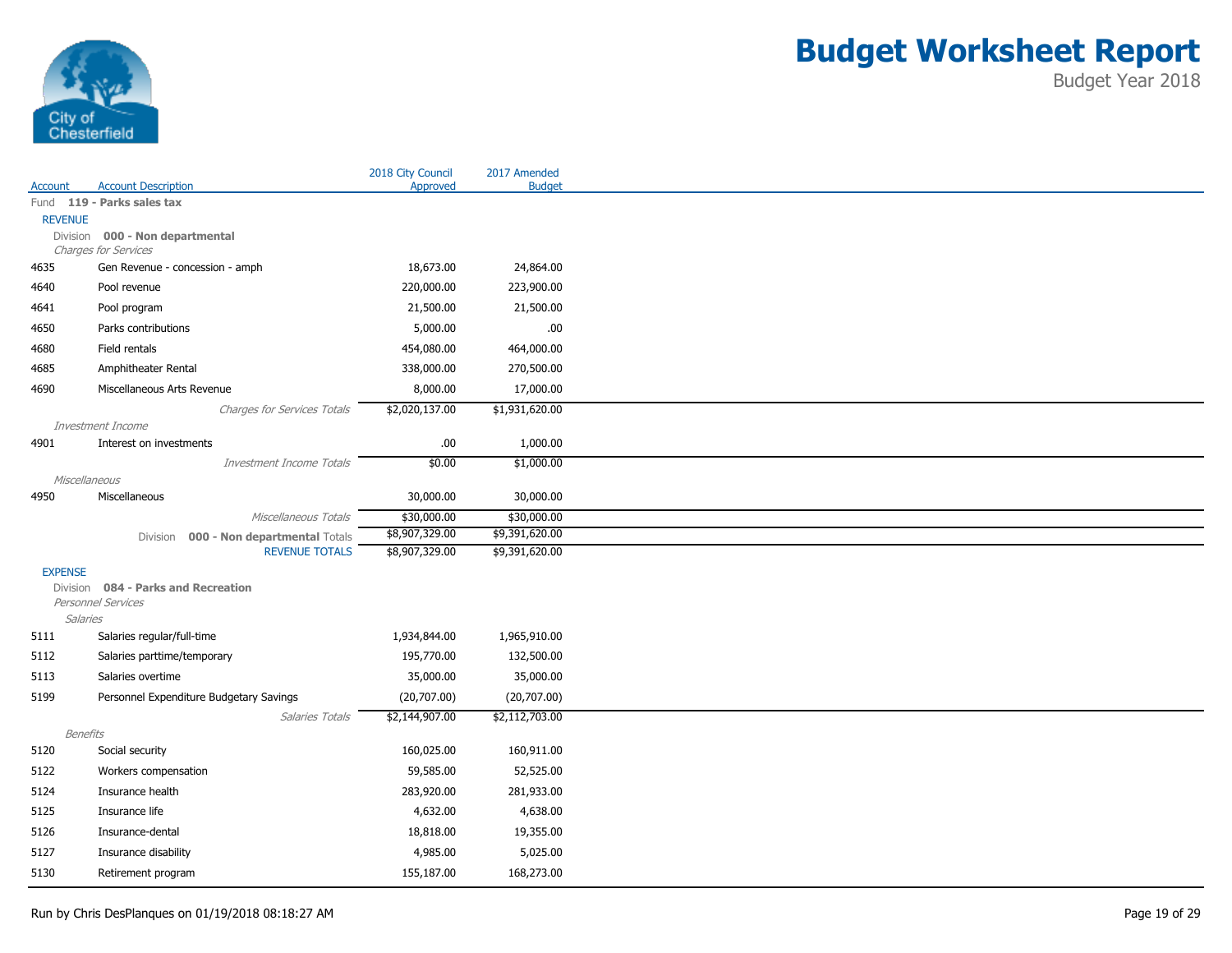# Budget Worksheet Report

Budget Year 2018

City of Chesterfield

| Account | Account Description | 2018 City Council Approved | 2017 Amended Budget |
|---|---|---|---|
| Fund **119 - Parks sales tax** | | | |
| REVENUE | | | |
| Division **000 - Non departmental** | | | |
| *Charges for Services* | | | |
| 4635 | Gen Revenue - concession - amph | 18,673.00 | 24,864.00 |
| 4640 | Pool revenue | 220,000.00 | 223,900.00 |
| 4641 | Pool program | 21,500.00 | 21,500.00 |
| 4650 | Parks contributions | 5,000.00 | .00 |
| 4680 | Field rentals | 454,080.00 | 464,000.00 |
| 4685 | Amphitheater Rental | 338,000.00 | 270,500.00 |
| 4690 | Miscellaneous Arts Revenue | 8,000.00 | 17,000.00 |
| | *Charges for Services Totals* | $2,020,137.00 | $1,931,620.00 |
| *Investment Income* | | | |
| 4901 | Interest on investments | .00 | 1,000.00 |
| | *Investment Income Totals* | $0.00 | $1,000.00 |
| *Miscellaneous* | | | |
| 4950 | Miscellaneous | 30,000.00 | 30,000.00 |
| | *Miscellaneous Totals* | $30,000.00 | $30,000.00 |
| | Division **000 - Non departmental** Totals | $8,907,329.00 | $9,391,620.00 |
| | REVENUE TOTALS | $8,907,329.00 | $9,391,620.00 |
| EXPENSE | | | |
| Division **084 - Parks and Recreation** | | | |
| *Personnel Services* | | | |
| *Salaries* | | | |
| 5111 | Salaries regular/full-time | 1,934,844.00 | 1,965,910.00 |
| 5112 | Salaries parttime/temporary | 195,770.00 | 132,500.00 |
| 5113 | Salaries overtime | 35,000.00 | 35,000.00 |
| 5199 | Personnel Expenditure Budgetary Savings | (20,707.00) | (20,707.00) |
| | *Salaries Totals* | $2,144,907.00 | $2,112,703.00 |
| *Benefits* | | | |
| 5120 | Social security | 160,025.00 | 160,911.00 |
| 5122 | Workers compensation | 59,585.00 | 52,525.00 |
| 5124 | Insurance health | 283,920.00 | 281,933.00 |
| 5125 | Insurance life | 4,632.00 | 4,638.00 |
| 5126 | Insurance-dental | 18,818.00 | 19,355.00 |
| 5127 | Insurance disability | 4,985.00 | 5,025.00 |
| 5130 | Retirement program | 155,187.00 | 168,273.00 |

Run by Chris DesPlanques on 01/19/2018 08:18:27 AM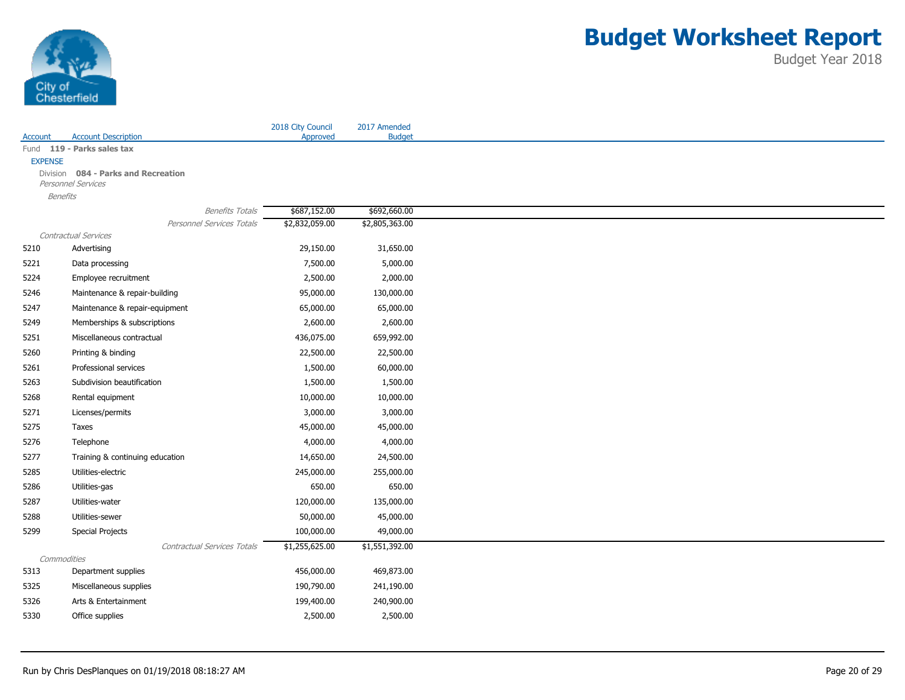# Budget Worksheet Report

Budget Year 2018

| Account | Account Description | 2018 City Council Approved | 2017 Amended Budget |
|---|---|---|---|
| Fund **119 - Parks sales tax** | | | |
| EXPENSE | | | |
| Division **084 - Parks and Recreation** | | | |
| *Personnel Services* | | | |
| *Benefits* | | | |
| | *Benefits Totals* | $687,152.00 | $692,660.00 |
| | *Personnel Services Totals* | $2,832,059.00 | $2,805,363.00 |
| *Contractual Services* | | | |
| 5210 | Advertising | 29,150.00 | 31,650.00 |
| 5221 | Data processing | 7,500.00 | 5,000.00 |
| 5224 | Employee recruitment | 2,500.00 | 2,000.00 |
| 5246 | Maintenance & repair-building | 95,000.00 | 130,000.00 |
| 5247 | Maintenance & repair-equipment | 65,000.00 | 65,000.00 |
| 5249 | Memberships & subscriptions | 2,600.00 | 2,600.00 |
| 5251 | Miscellaneous contractual | 436,075.00 | 659,992.00 |
| 5260 | Printing & binding | 22,500.00 | 22,500.00 |
| 5261 | Professional services | 1,500.00 | 60,000.00 |
| 5263 | Subdivision beautification | 1,500.00 | 1,500.00 |
| 5268 | Rental equipment | 10,000.00 | 10,000.00 |
| 5271 | Licenses/permits | 3,000.00 | 3,000.00 |
| 5275 | Taxes | 45,000.00 | 45,000.00 |
| 5276 | Telephone | 4,000.00 | 4,000.00 |
| 5277 | Training & continuing education | 14,650.00 | 24,500.00 |
| 5285 | Utilities-electric | 245,000.00 | 255,000.00 |
| 5286 | Utilities-gas | 650.00 | 650.00 |
| 5287 | Utilities-water | 120,000.00 | 135,000.00 |
| 5288 | Utilities-sewer | 50,000.00 | 45,000.00 |
| 5299 | Special Projects | 100,000.00 | 49,000.00 |
| | *Contractual Services Totals* | $1,255,625.00 | $1,551,392.00 |
| *Commodities* | | | |
| 5313 | Department supplies | 456,000.00 | 469,873.00 |
| 5325 | Miscellaneous supplies | 190,790.00 | 241,190.00 |
| 5326 | Arts & Entertainment | 199,400.00 | 240,900.00 |
| 5330 | Office supplies | 2,500.00 | 2,500.00 |

Run by Chris DesPlanques on 01/19/2018 08:18:27 AM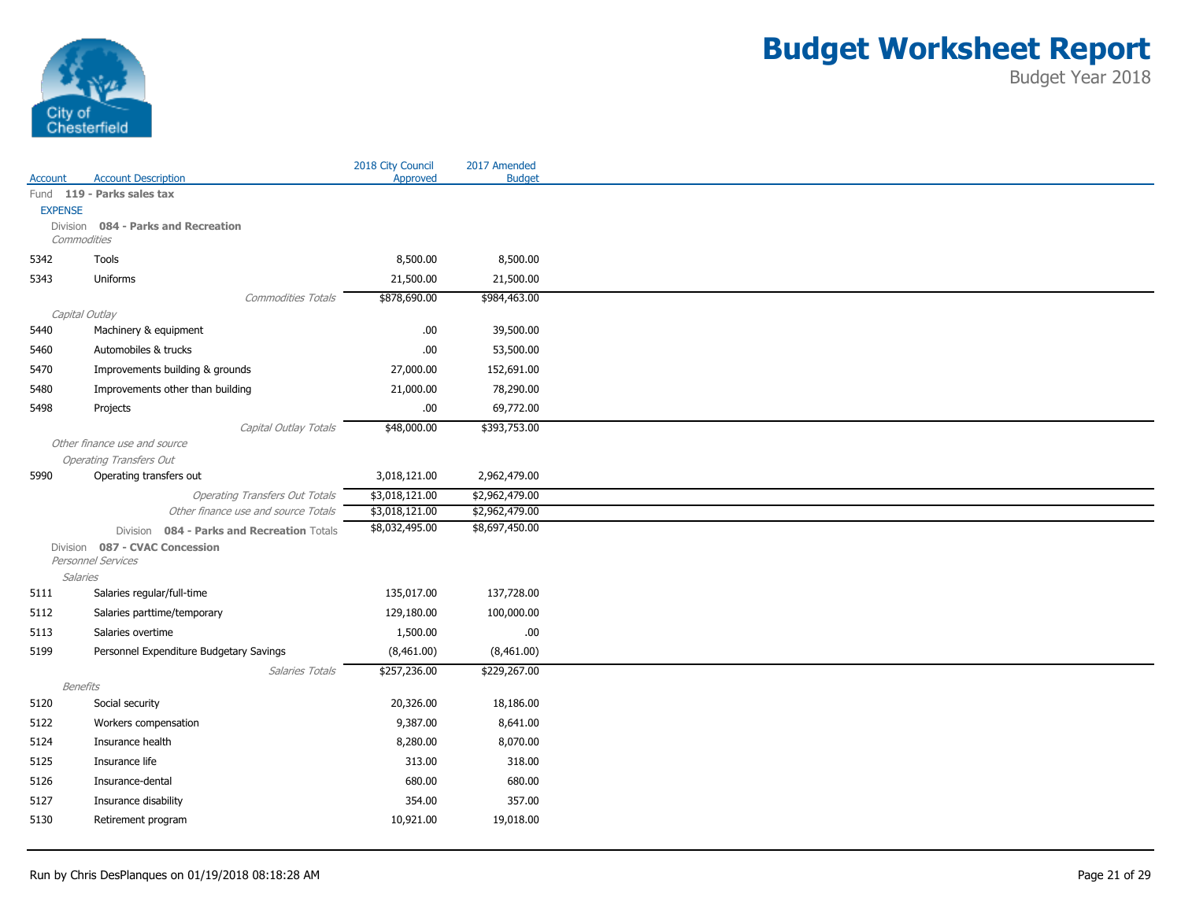# Budget Worksheet Report

Budget Year 2018

City of Chesterfield

| Account | Account Description | 2018 City Council Approved | 2017 Amended Budget |
|---|---|---|---|
| Fund | **119 - Parks sales tax** | | |
| EXPENSE | | | |
| Division | **084 - Parks and Recreation** | | |
| *Commodities* | | | |
| 5342 | Tools | 8,500.00 | 8,500.00 |
| 5343 | Uniforms | 21,500.00 | 21,500.00 |
| | *Commodities Totals* | $878,690.00 | $984,463.00 |
| *Capital Outlay* | | | |
| 5440 | Machinery & equipment | .00 | 39,500.00 |
| 5460 | Automobiles & trucks | .00 | 53,500.00 |
| 5470 | Improvements building & grounds | 27,000.00 | 152,691.00 |
| 5480 | Improvements other than building | 21,000.00 | 78,290.00 |
| 5498 | Projects | .00 | 69,772.00 |
| | *Capital Outlay Totals* | $48,000.00 | $393,753.00 |
| *Other finance use and source* | | | |
| *Operating Transfers Out* | | | |
| 5990 | Operating transfers out | 3,018,121.00 | 2,962,479.00 |
| | *Operating Transfers Out Totals* | $3,018,121.00 | $2,962,479.00 |
| | *Other finance use and source Totals* | $3,018,121.00 | $2,962,479.00 |
| | Division **084 - Parks and Recreation** Totals | $8,032,495.00 | $8,697,450.00 |
| Division | **087 - CVAC Concession** | | |
| *Personnel Services* | | | |
| *Salaries* | | | |
| 5111 | Salaries regular/full-time | 135,017.00 | 137,728.00 |
| 5112 | Salaries parttime/temporary | 129,180.00 | 100,000.00 |
| 5113 | Salaries overtime | 1,500.00 | .00 |
| 5199 | Personnel Expenditure Budgetary Savings | (8,461.00) | (8,461.00) |
| | *Salaries Totals* | $257,236.00 | $229,267.00 |
| *Benefits* | | | |
| 5120 | Social security | 20,326.00 | 18,186.00 |
| 5122 | Workers compensation | 9,387.00 | 8,641.00 |
| 5124 | Insurance health | 8,280.00 | 8,070.00 |
| 5125 | Insurance life | 313.00 | 318.00 |
| 5126 | Insurance-dental | 680.00 | 680.00 |
| 5127 | Insurance disability | 354.00 | 357.00 |
| 5130 | Retirement program | 10,921.00 | 19,018.00 |

Run by Chris DesPlanques on 01/19/2018 08:18:28 AM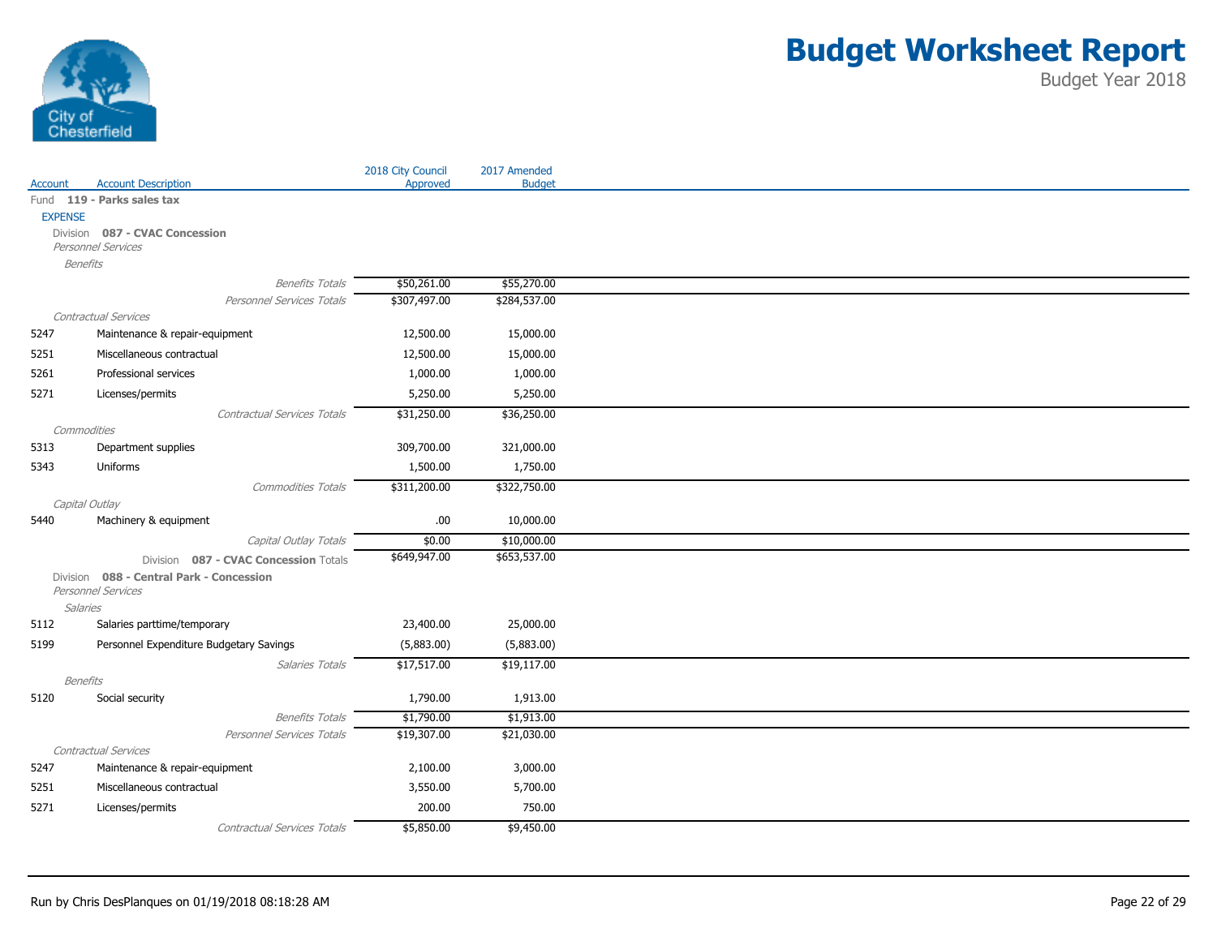# Budget Worksheet Report

Budget Year 2018

City of Chesterfield

| Account | Account Description | 2018 City Council Approved | 2017 Amended Budget |
|---|---|---|---|
| Fund **119 - Parks sales tax** | | | |
| EXPENSE | | | |
| Division **087 - CVAC Concession** | | | |
| *Personnel Services* | | | |
| *Benefits* | | | |
| | *Benefits Totals* | $50,261.00 | $55,270.00 |
| | *Personnel Services Totals* | $307,497.00 | $284,537.00 |
| *Contractual Services* | | | |
| 5247 | Maintenance & repair-equipment | 12,500.00 | 15,000.00 |
| 5251 | Miscellaneous contractual | 12,500.00 | 15,000.00 |
| 5261 | Professional services | 1,000.00 | 1,000.00 |
| 5271 | Licenses/permits | 5,250.00 | 5,250.00 |
| | *Contractual Services Totals* | $31,250.00 | $36,250.00 |
| *Commodities* | | | |
| 5313 | Department supplies | 309,700.00 | 321,000.00 |
| 5343 | Uniforms | 1,500.00 | 1,750.00 |
| | *Commodities Totals* | $311,200.00 | $322,750.00 |
| *Capital Outlay* | | | |
| 5440 | Machinery & equipment | .00 | 10,000.00 |
| | *Capital Outlay Totals* | $0.00 | $10,000.00 |
| | Division **087 - CVAC Concession** Totals | $649,947.00 | $653,537.00 |
| Division **088 - Central Park - Concession** | | | |
| *Personnel Services* | | | |
| *Salaries* | | | |
| 5112 | Salaries parttime/temporary | 23,400.00 | 25,000.00 |
| 5199 | Personnel Expenditure Budgetary Savings | (5,883.00) | (5,883.00) |
| | *Salaries Totals* | $17,517.00 | $19,117.00 |
| *Benefits* | | | |
| 5120 | Social security | 1,790.00 | 1,913.00 |
| | *Benefits Totals* | $1,790.00 | $1,913.00 |
| | *Personnel Services Totals* | $19,307.00 | $21,030.00 |
| *Contractual Services* | | | |
| 5247 | Maintenance & repair-equipment | 2,100.00 | 3,000.00 |
| 5251 | Miscellaneous contractual | 3,550.00 | 5,700.00 |
| 5271 | Licenses/permits | 200.00 | 750.00 |
| | *Contractual Services Totals* | $5,850.00 | $9,450.00 |

Run by Chris DesPlanques on 01/19/2018 08:18:28 AM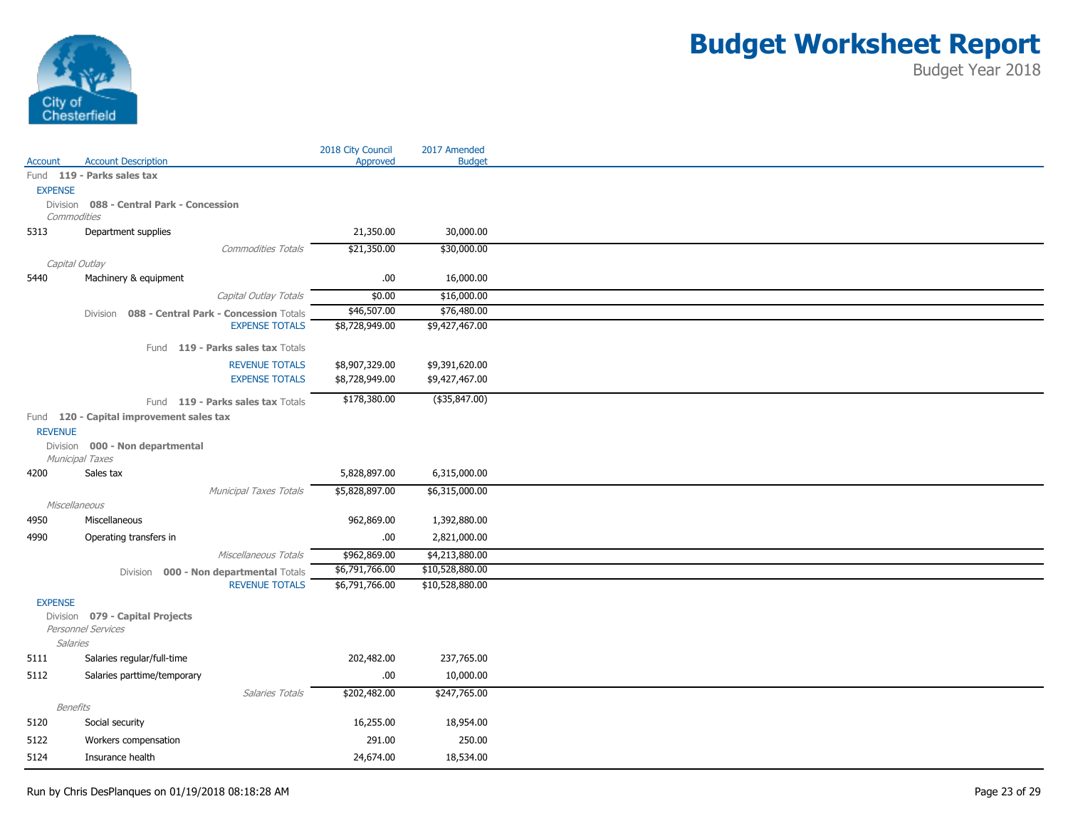# Budget Worksheet Report

Budget Year 2018

City of Chesterfield

| Account | Account Description | 2018 City Council Approved | 2017 Amended Budget |
|---|---|---|---|
| Fund **119 - Parks sales tax** | | | |
| EXPENSE | | | |
| Division **088 - Central Park - Concession** | | | |
| *Commodities* | | | |
| 5313 | Department supplies | 21,350.00 | 30,000.00 |
| | *Commodities Totals* | $21,350.00 | $30,000.00 |
| *Capital Outlay* | | | |
| 5440 | Machinery & equipment | .00 | 16,000.00 |
| | *Capital Outlay Totals* | $0.00 | $16,000.00 |
| | Division **088 - Central Park - Concession** Totals | $46,507.00 | $76,480.00 |
| | EXPENSE TOTALS | $8,728,949.00 | $9,427,467.00 |
| | Fund **119 - Parks sales tax** Totals | | |
| | REVENUE TOTALS | $8,907,329.00 | $9,391,620.00 |
| | EXPENSE TOTALS | $8,728,949.00 | $9,427,467.00 |
| | Fund **119 - Parks sales tax** Totals | $178,380.00 | ($35,847.00) |
| Fund **120 - Capital improvement sales tax** | | | |
| REVENUE | | | |
| Division **000 - Non departmental** | | | |
| *Municipal Taxes* | | | |
| 4200 | Sales tax | 5,828,897.00 | 6,315,000.00 |
| | *Municipal Taxes Totals* | $5,828,897.00 | $6,315,000.00 |
| *Miscellaneous* | | | |
| 4950 | Miscellaneous | 962,869.00 | 1,392,880.00 |
| 4990 | Operating transfers in | .00 | 2,821,000.00 |
| | *Miscellaneous Totals* | $962,869.00 | $4,213,880.00 |
| | Division **000 - Non departmental** Totals | $6,791,766.00 | $10,528,880.00 |
| | REVENUE TOTALS | $6,791,766.00 | $10,528,880.00 |
| EXPENSE | | | |
| Division **079 - Capital Projects** | | | |
| *Personnel Services* | | | |
| *Salaries* | | | |
| 5111 | Salaries regular/full-time | 202,482.00 | 237,765.00 |
| 5112 | Salaries parttime/temporary | .00 | 10,000.00 |
| | *Salaries Totals* | $202,482.00 | $247,765.00 |
| *Benefits* | | | |
| 5120 | Social security | 16,255.00 | 18,954.00 |
| 5122 | Workers compensation | 291.00 | 250.00 |
| 5124 | Insurance health | 24,674.00 | 18,534.00 |

Run by Chris DesPlanques on 01/19/2018 08:18:28 AM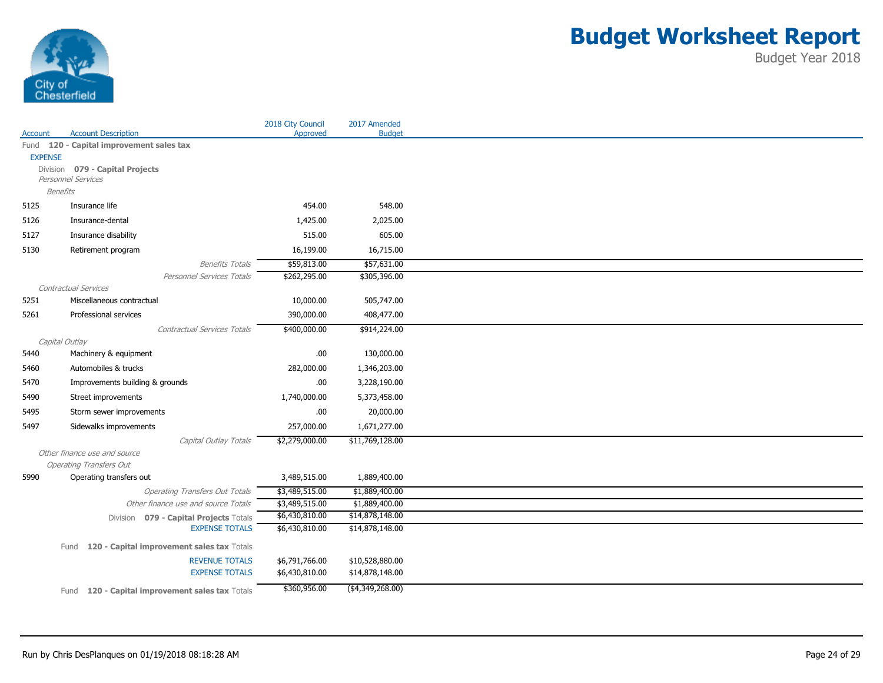# Budget Worksheet Report

Budget Year 2018

| Account | Account Description | 2018 City Council Approved | 2017 Amended Budget |
|---|---|---|---|
| Fund **120 - Capital improvement sales tax** | | | |
| EXPENSE | | | |
| Division **079 - Capital Projects** | | | |
| *Personnel Services* | | | |
| *Benefits* | | | |
| 5125 | Insurance life | 454.00 | 548.00 |
| 5126 | Insurance-dental | 1,425.00 | 2,025.00 |
| 5127 | Insurance disability | 515.00 | 605.00 |
| 5130 | Retirement program | 16,199.00 | 16,715.00 |
| | *Benefits Totals* | $59,813.00 | $57,631.00 |
| | *Personnel Services Totals* | $262,295.00 | $305,396.00 |
| *Contractual Services* | | | |
| 5251 | Miscellaneous contractual | 10,000.00 | 505,747.00 |
| 5261 | Professional services | 390,000.00 | 408,477.00 |
| | *Contractual Services Totals* | $400,000.00 | $914,224.00 |
| *Capital Outlay* | | | |
| 5440 | Machinery & equipment | .00 | 130,000.00 |
| 5460 | Automobiles & trucks | 282,000.00 | 1,346,203.00 |
| 5470 | Improvements building & grounds | .00 | 3,228,190.00 |
| 5490 | Street improvements | 1,740,000.00 | 5,373,458.00 |
| 5495 | Storm sewer improvements | .00 | 20,000.00 |
| 5497 | Sidewalks improvements | 257,000.00 | 1,671,277.00 |
| | *Capital Outlay Totals* | $2,279,000.00 | $11,769,128.00 |
| *Other finance use and source* | | | |
| *Operating Transfers Out* | | | |
| 5990 | Operating transfers out | 3,489,515.00 | 1,889,400.00 |
| | *Operating Transfers Out Totals* | $3,489,515.00 | $1,889,400.00 |
| | *Other finance use and source Totals* | $3,489,515.00 | $1,889,400.00 |
| | Division **079 - Capital Projects** Totals | $6,430,810.00 | $14,878,148.00 |
| | EXPENSE TOTALS | $6,430,810.00 | $14,878,148.00 |
| | Fund **120 - Capital improvement sales tax** Totals | | |
| | REVENUE TOTALS | $6,791,766.00 | $10,528,880.00 |
| | EXPENSE TOTALS | $6,430,810.00 | $14,878,148.00 |
| | Fund **120 - Capital improvement sales tax** Totals | $360,956.00 | ($4,349,268.00) |

Run by Chris DesPlanques on 01/19/2018 08:18:28 AM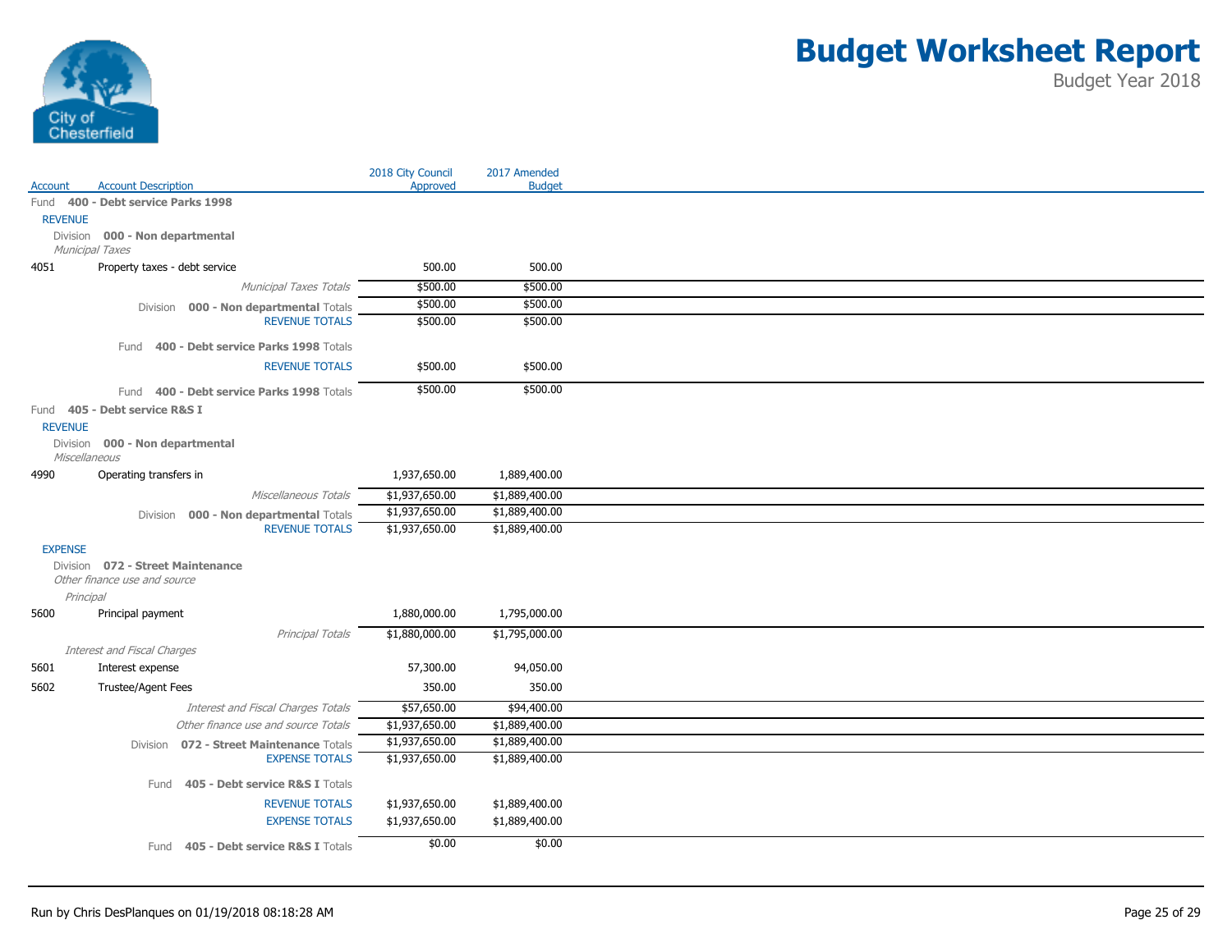# Budget Worksheet Report

Budget Year 2018

City of Chesterfield

| Account | Account Description | 2018 City Council Approved | 2017 Amended Budget |
|---|---|---|---|
| **Fund 400 - Debt service Parks 1998** | | | |
| REVENUE | | | |
| **Division 000 - Non departmental** | | | |
| *Municipal Taxes* | | | |
| 4051 | Property taxes - debt service | 500.00 | 500.00 |
| | *Municipal Taxes Totals* | $500.00 | $500.00 |
| | Division **000 - Non departmental** Totals | $500.00 | $500.00 |
| | REVENUE TOTALS | $500.00 | $500.00 |
| | Fund **400 - Debt service Parks 1998** Totals | | |
| | REVENUE TOTALS | $500.00 | $500.00 |
| | Fund **400 - Debt service Parks 1998** Totals | $500.00 | $500.00 |
| **Fund 405 - Debt service R&S I** | | | |
| REVENUE | | | |
| **Division 000 - Non departmental** | | | |
| *Miscellaneous* | | | |
| 4990 | Operating transfers in | 1,937,650.00 | 1,889,400.00 |
| | *Miscellaneous Totals* | $1,937,650.00 | $1,889,400.00 |
| | Division **000 - Non departmental** Totals | $1,937,650.00 | $1,889,400.00 |
| | REVENUE TOTALS | $1,937,650.00 | $1,889,400.00 |
| EXPENSE | | | |
| **Division 072 - Street Maintenance** | | | |
| *Other finance use and source* | | | |
| *Principal* | | | |
| 5600 | Principal payment | 1,880,000.00 | 1,795,000.00 |
| | *Principal Totals* | $1,880,000.00 | $1,795,000.00 |
| *Interest and Fiscal Charges* | | | |
| 5601 | Interest expense | 57,300.00 | 94,050.00 |
| 5602 | Trustee/Agent Fees | 350.00 | 350.00 |
| | *Interest and Fiscal Charges Totals* | $57,650.00 | $94,400.00 |
| | *Other finance use and source Totals* | $1,937,650.00 | $1,889,400.00 |
| | Division **072 - Street Maintenance** Totals | $1,937,650.00 | $1,889,400.00 |
| | EXPENSE TOTALS | $1,937,650.00 | $1,889,400.00 |
| | Fund **405 - Debt service R&S I** Totals | | |
| | REVENUE TOTALS | $1,937,650.00 | $1,889,400.00 |
| | EXPENSE TOTALS | $1,937,650.00 | $1,889,400.00 |
| | Fund **405 - Debt service R&S I** Totals | $0.00 | $0.00 |

Run by Chris DesPlanques on 01/19/2018 08:18:28 AM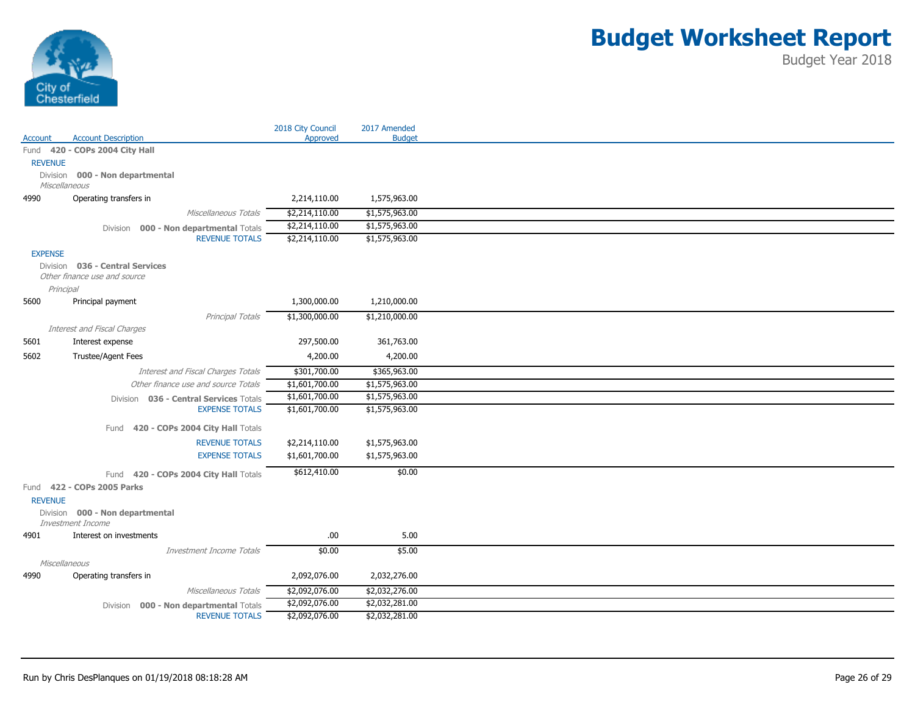# Budget Worksheet Report

Budget Year 2018

| Account | Account Description | 2018 City Council Approved | 2017 Amended Budget |
|---|---|---|---|
| **Fund 420 - COPs 2004 City Hall** | | | |
| REVENUE | | | |
| **Division 000 - Non departmental** | | | |
| *Miscellaneous* | | | |
| 4990 | Operating transfers in | 2,214,110.00 | 1,575,963.00 |
| | *Miscellaneous Totals* | $2,214,110.00 | $1,575,963.00 |
| | Division **000 - Non departmental** Totals | $2,214,110.00 | $1,575,963.00 |
| | REVENUE TOTALS | $2,214,110.00 | $1,575,963.00 |
| EXPENSE | | | |
| **Division 036 - Central Services** | | | |
| *Other finance use and source* | | | |
| *Principal* | | | |
| 5600 | Principal payment | 1,300,000.00 | 1,210,000.00 |
| | *Principal Totals* | $1,300,000.00 | $1,210,000.00 |
| *Interest and Fiscal Charges* | | | |
| 5601 | Interest expense | 297,500.00 | 361,763.00 |
| 5602 | Trustee/Agent Fees | 4,200.00 | 4,200.00 |
| | *Interest and Fiscal Charges Totals* | $301,700.00 | $365,963.00 |
| | *Other finance use and source Totals* | $1,601,700.00 | $1,575,963.00 |
| | Division **036 - Central Services** Totals | $1,601,700.00 | $1,575,963.00 |
| | EXPENSE TOTALS | $1,601,700.00 | $1,575,963.00 |
| | Fund **420 - COPs 2004 City Hall** Totals | | |
| | REVENUE TOTALS | $2,214,110.00 | $1,575,963.00 |
| | EXPENSE TOTALS | $1,601,700.00 | $1,575,963.00 |
| | Fund **420 - COPs 2004 City Hall** Totals | $612,410.00 | $0.00 |
| **Fund 422 - COPs 2005 Parks** | | | |
| REVENUE | | | |
| **Division 000 - Non departmental** | | | |
| *Investment Income* | | | |
| 4901 | Interest on investments | .00 | 5.00 |
| | *Investment Income Totals* | $0.00 | $5.00 |
| *Miscellaneous* | | | |
| 4990 | Operating transfers in | 2,092,076.00 | 2,032,276.00 |
| | *Miscellaneous Totals* | $2,092,076.00 | $2,032,276.00 |
| | Division **000 - Non departmental** Totals | $2,092,076.00 | $2,032,281.00 |
| | REVENUE TOTALS | $2,092,076.00 | $2,032,281.00 |

Run by Chris DesPlanques on 01/19/2018 08:18:28 AM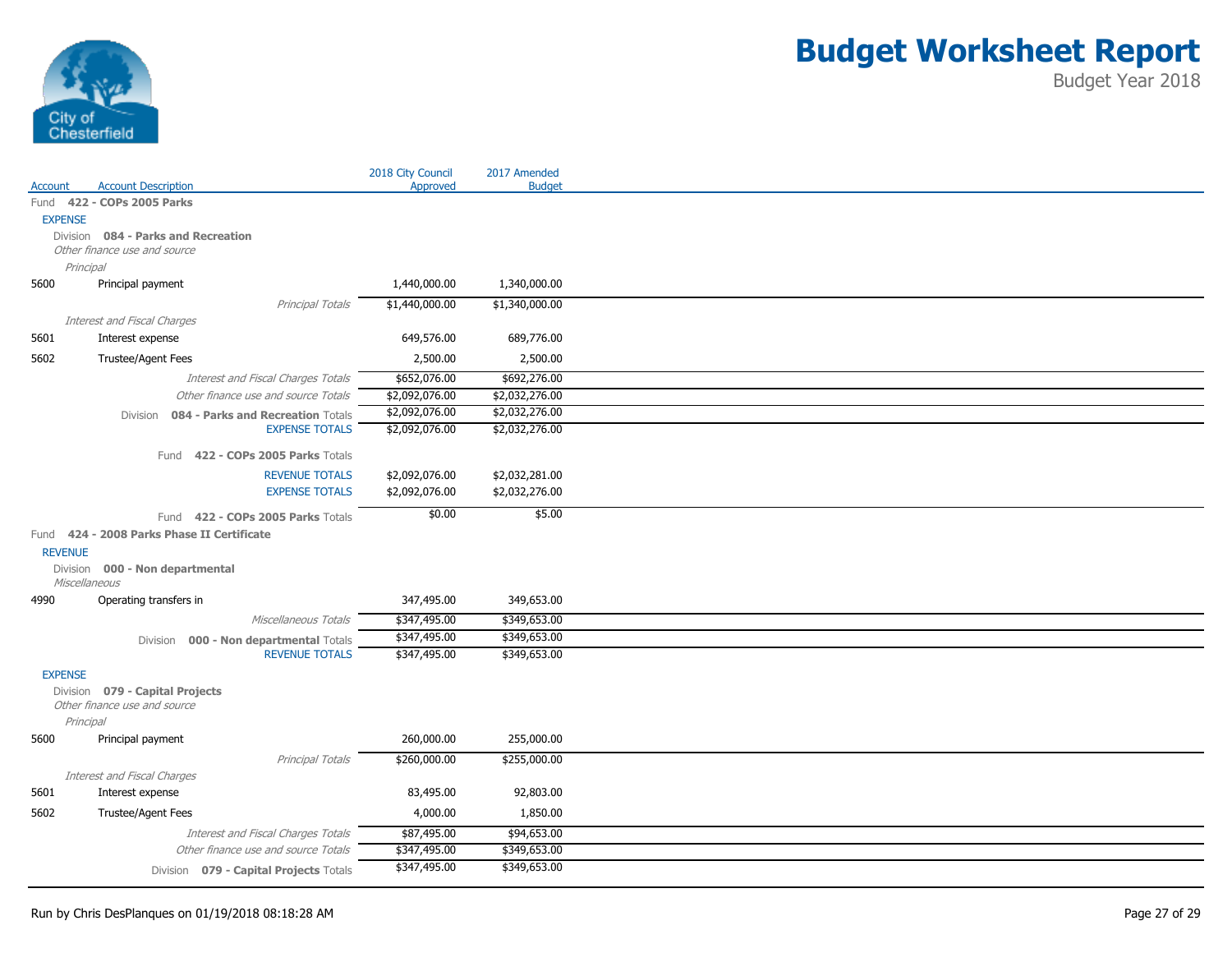# Budget Worksheet Report

Budget Year 2018

City of Chesterfield

| Account | Account Description | 2018 City Council Approved | 2017 Amended Budget |
|---|---|---|---|
| **Fund 422 - COPs 2005 Parks** | | | |
| EXPENSE | | | |
| Division **084 - Parks and Recreation** | | | |
| *Other finance use and source* | | | |
| *Principal* | | | |
| 5600 | Principal payment | 1,440,000.00 | 1,340,000.00 |
| | *Principal Totals* | $1,440,000.00 | $1,340,000.00 |
| *Interest and Fiscal Charges* | | | |
| 5601 | Interest expense | 649,576.00 | 689,776.00 |
| 5602 | Trustee/Agent Fees | 2,500.00 | 2,500.00 |
| | *Interest and Fiscal Charges Totals* | $652,076.00 | $692,276.00 |
| | *Other finance use and source Totals* | $2,092,076.00 | $2,032,276.00 |
| | Division **084 - Parks and Recreation** Totals | $2,092,076.00 | $2,032,276.00 |
| | EXPENSE TOTALS | $2,092,076.00 | $2,032,276.00 |
| | Fund **422 - COPs 2005 Parks** Totals | | |
| | REVENUE TOTALS | $2,092,076.00 | $2,032,281.00 |
| | EXPENSE TOTALS | $2,092,076.00 | $2,032,276.00 |
| | Fund **422 - COPs 2005 Parks** Totals | $0.00 | $5.00 |
| **Fund 424 - 2008 Parks Phase II Certificate** | | | |
| REVENUE | | | |
| Division **000 - Non departmental** | | | |
| *Miscellaneous* | | | |
| 4990 | Operating transfers in | 347,495.00 | 349,653.00 |
| | *Miscellaneous Totals* | $347,495.00 | $349,653.00 |
| | Division **000 - Non departmental** Totals | $347,495.00 | $349,653.00 |
| | REVENUE TOTALS | $347,495.00 | $349,653.00 |
| EXPENSE | | | |
| Division **079 - Capital Projects** | | | |
| *Other finance use and source* | | | |
| *Principal* | | | |
| 5600 | Principal payment | 260,000.00 | 255,000.00 |
| | *Principal Totals* | $260,000.00 | $255,000.00 |
| *Interest and Fiscal Charges* | | | |
| 5601 | Interest expense | 83,495.00 | 92,803.00 |
| 5602 | Trustee/Agent Fees | 4,000.00 | 1,850.00 |
| | *Interest and Fiscal Charges Totals* | $87,495.00 | $94,653.00 |
| | *Other finance use and source Totals* | $347,495.00 | $349,653.00 |
| | Division **079 - Capital Projects** Totals | $347,495.00 | $349,653.00 |

Run by Chris DesPlanques on 01/19/2018 08:18:28 AM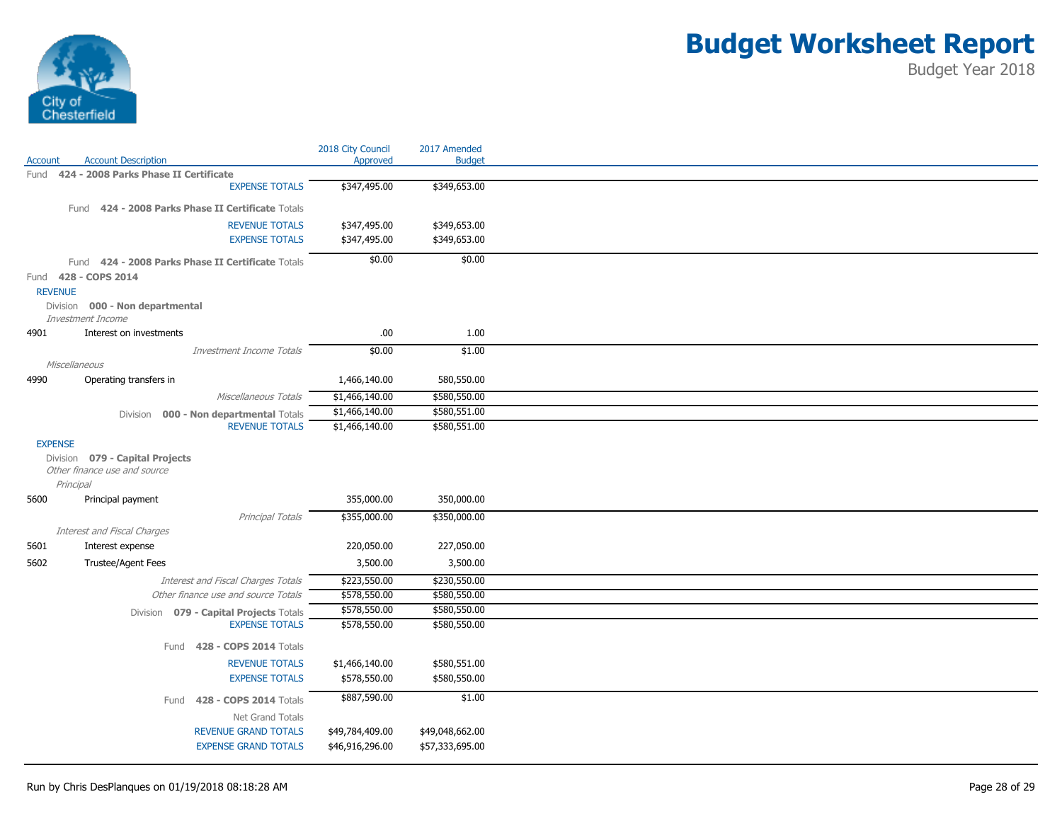# Budget Worksheet Report

Budget Year 2018

| Account | Account Description | 2018 City Council Approved | 2017 Amended Budget |
|---|---|---|---|
| Fund | **424 - 2008 Parks Phase II Certificate** | | |
| | EXPENSE TOTALS | $347,495.00 | $349,653.00 |
| | Fund **424 - 2008 Parks Phase II Certificate** Totals | | |
| | REVENUE TOTALS | $347,495.00 | $349,653.00 |
| | EXPENSE TOTALS | $347,495.00 | $349,653.00 |
| | Fund **424 - 2008 Parks Phase II Certificate** Totals | $0.00 | $0.00 |
| Fund | **428 - COPS 2014** | | |
| REVENUE | | | |
| Division | **000 - Non departmental** | | |
| | *Investment Income* | | |
| 4901 | Interest on investments | .00 | 1.00 |
| | *Investment Income Totals* | $0.00 | $1.00 |
| | *Miscellaneous* | | |
| 4990 | Operating transfers in | 1,466,140.00 | 580,550.00 |
| | *Miscellaneous Totals* | $1,466,140.00 | $580,550.00 |
| | Division **000 - Non departmental** Totals | $1,466,140.00 | $580,551.00 |
| | REVENUE TOTALS | $1,466,140.00 | $580,551.00 |
| EXPENSE | | | |
| Division | **079 - Capital Projects** | | |
| | *Other finance use and source* | | |
| | *Principal* | | |
| 5600 | Principal payment | 355,000.00 | 350,000.00 |
| | *Principal Totals* | $355,000.00 | $350,000.00 |
| | *Interest and Fiscal Charges* | | |
| 5601 | Interest expense | 220,050.00 | 227,050.00 |
| 5602 | Trustee/Agent Fees | 3,500.00 | 3,500.00 |
| | *Interest and Fiscal Charges Totals* | $223,550.00 | $230,550.00 |
| | *Other finance use and source Totals* | $578,550.00 | $580,550.00 |
| | Division **079 - Capital Projects** Totals | $578,550.00 | $580,550.00 |
| | EXPENSE TOTALS | $578,550.00 | $580,550.00 |
| | Fund **428 - COPS 2014** Totals | | |
| | REVENUE TOTALS | $1,466,140.00 | $580,551.00 |
| | EXPENSE TOTALS | $578,550.00 | $580,550.00 |
| | Fund **428 - COPS 2014** Totals | $887,590.00 | $1.00 |
| | Net Grand Totals | | |
| | REVENUE GRAND TOTALS | $49,784,409.00 | $49,048,662.00 |
| | EXPENSE GRAND TOTALS | $46,916,296.00 | $57,333,695.00 |

Run by Chris DesPlanques on 01/19/2018 08:18:28 AM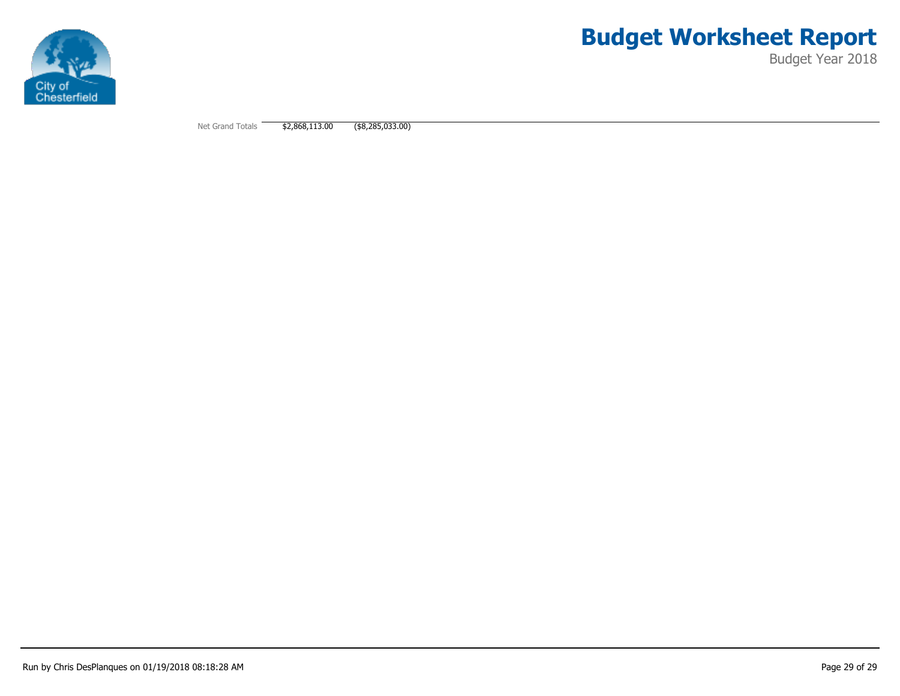| | | |
|---|---|---|
| Net Grand Totals | $2,868,113.00 | ($8,285,033.00) |